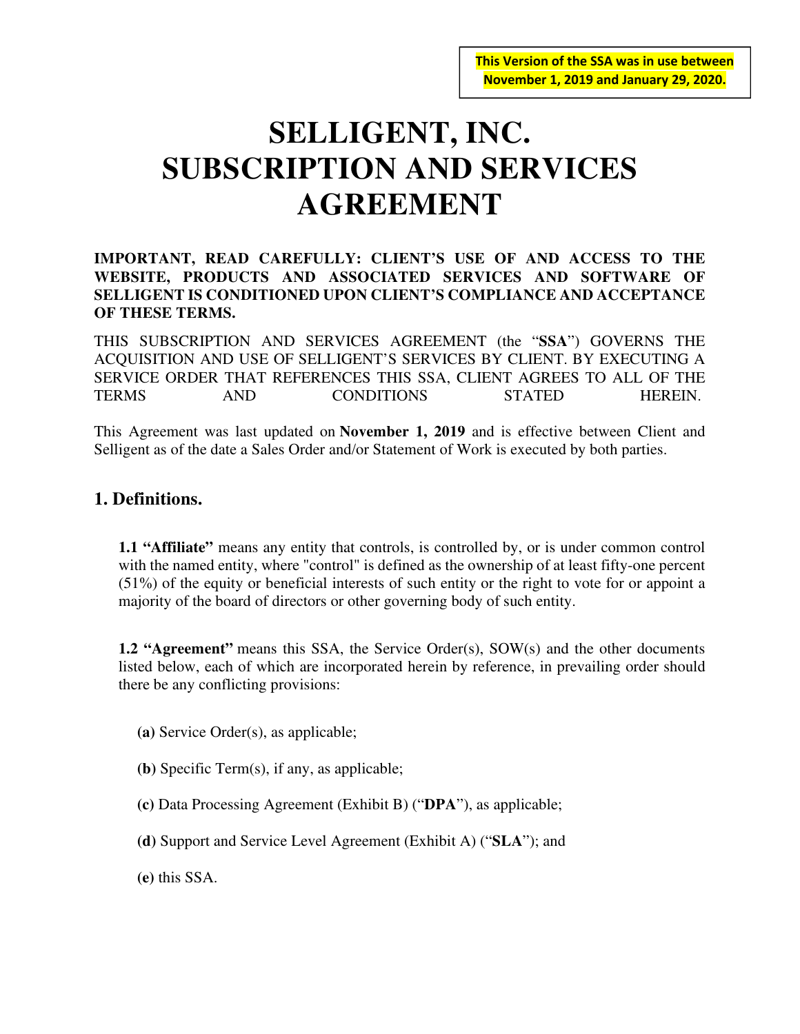**This Version of the SSA was in use between November 1, 2019 and January 29, 2020.**

# SELLIGENT, INC. SUBSCRIPTION AND SERVICES AGREEMENT

**IMPORTANT, READ CAREFULLY: CLIENT'S USE OF AND ACCESS TO THE WEBSITE, PRODUCTS AND ASSOCIATED SERVICES AND SOFTWARE OF SELLIGENT IS CONDITIONED UPON CLIENT'S COMPLIANCE AND ACCEPTANCE OF THESE TERMS.**

THIS SUBSCRIPTION AND SERVICES AGREEMENT (the "**SSA**") GOVERNS THE ACQUISITION AND USE OF SELLIGENT'S SERVICES BY CLIENT. BY EXECUTING A SERVICE ORDER THAT REFERENCES THIS SSA, CLIENT AGREES TO ALL OF THE TERMS AND CONDITIONS STATED HEREIN.

This Agreement was last updated on **November 1, 2019** and is effective between Client and Selligent as of the date a Sales Order and/or Statement of Work is executed by both parties.

## 1. Definitions.

**1.1 "Affiliate"** means any entity that controls, is controlled by, or is under common control with the named entity, where "control" is defined as the ownership of at least fifty-one percent (51%) of the equity or beneficial interests of such entity or the right to vote for or appoint a majority of the board of directors or other governing body of such entity.

**1.2 "Agreement"** means this SSA, the Service Order(s), SOW(s) and the other documents listed below, each of which are incorporated herein by reference, in prevailing order should there be any conflicting provisions:

**(a)** Service Order(s), as applicable;

**(b)** Specific Term(s), if any, as applicable;

**(c)** Data Processing Agreement (Exhibit B) ("**DPA**"), as applicable;

**(d)** Support and Service Level Agreement (Exhibit A) ("**SLA**"); and

**(e)** this SSA.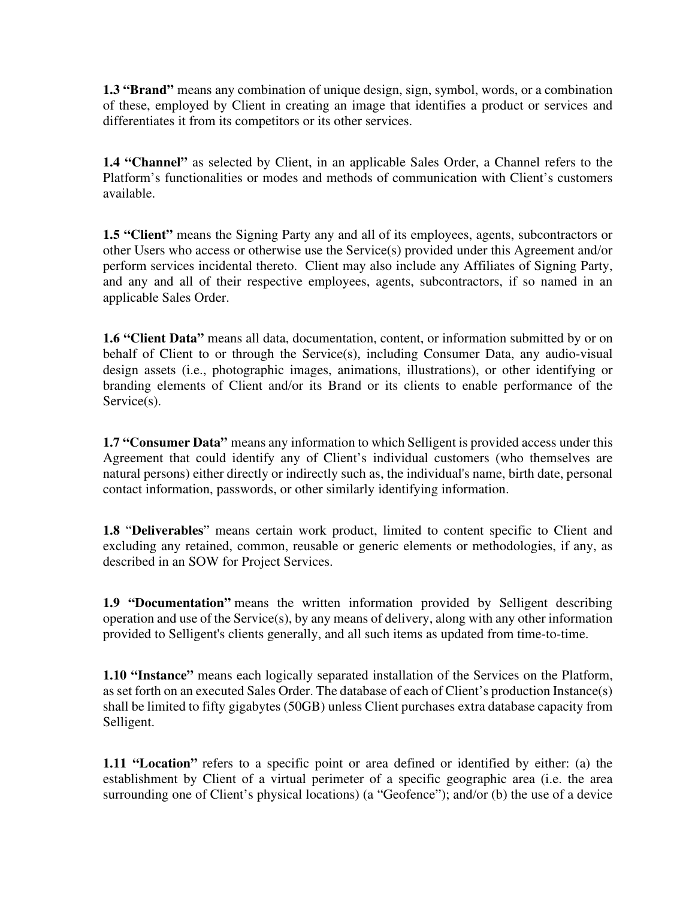**1.3 "Brand"** means any combination of unique design, sign, symbol, words, or a combination of these, employed by Client in creating an image that identifies a product or services and differentiates it from its competitors or its other services.

**1.4 "Channel"** as selected by Client, in an applicable Sales Order, a Channel refers to the Platform's functionalities or modes and methods of communication with Client's customers available.

**1.5 "Client"** means the Signing Party any and all of its employees, agents, subcontractors or other Users who access or otherwise use the Service(s) provided under this Agreement and/or perform services incidental thereto. Client may also include any Affiliates of Signing Party, and any and all of their respective employees, agents, subcontractors, if so named in an applicable Sales Order.

**1.6 "Client Data"** means all data, documentation, content, or information submitted by or on behalf of Client to or through the Service(s), including Consumer Data, any audio-visual design assets (i.e., photographic images, animations, illustrations), or other identifying or branding elements of Client and/or its Brand or its clients to enable performance of the Service(s).

**1.7 "Consumer Data"** means any information to which Selligent is provided access under this Agreement that could identify any of Client's individual customers (who themselves are natural persons) either directly or indirectly such as, the individual's name, birth date, personal contact information, passwords, or other similarly identifying information.

**1.8** "**Deliverables**" means certain work product, limited to content specific to Client and excluding any retained, common, reusable or generic elements or methodologies, if any, as described in an SOW for Project Services.

**1.9 "Documentation"** means the written information provided by Selligent describing operation and use of the Service(s), by any means of delivery, along with any other information provided to Selligent's clients generally, and all such items as updated from time-to-time.

**1.10 "Instance"** means each logically separated installation of the Services on the Platform, as set forth on an executed Sales Order. The database of each of Client's production Instance(s) shall be limited to fifty gigabytes (50GB) unless Client purchases extra database capacity from Selligent.

**1.11 "Location"** refers to a specific point or area defined or identified by either: (a) the establishment by Client of a virtual perimeter of a specific geographic area (i.e. the area surrounding one of Client's physical locations) (a "Geofence"); and/or (b) the use of a device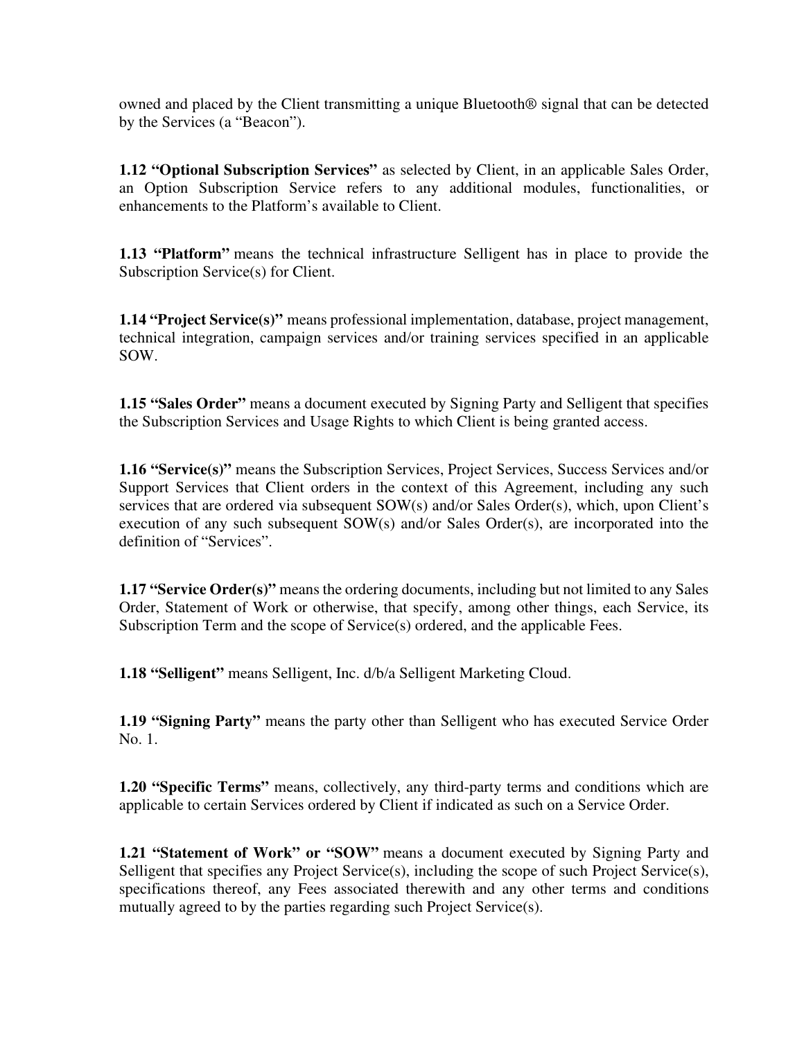owned and placed by the Client transmitting a unique Bluetooth® signal that can be detected by the Services (a "Beacon").

**1.12 "Optional Subscription Services"** as selected by Client, in an applicable Sales Order, an Option Subscription Service refers to any additional modules, functionalities, or enhancements to the Platform's available to Client.

**1.13 "Platform"** means the technical infrastructure Selligent has in place to provide the Subscription Service(s) for Client.

**1.14 "Project Service(s)"** means professional implementation, database, project management, technical integration, campaign services and/or training services specified in an applicable SOW.

**1.15 "Sales Order"** means a document executed by Signing Party and Selligent that specifies the Subscription Services and Usage Rights to which Client is being granted access.

**1.16 "Service(s)"** means the Subscription Services, Project Services, Success Services and/or Support Services that Client orders in the context of this Agreement, including any such services that are ordered via subsequent SOW(s) and/or Sales Order(s), which, upon Client's execution of any such subsequent SOW(s) and/or Sales Order(s), are incorporated into the definition of "Services".

**1.17 "Service Order(s)"** means the ordering documents, including but not limited to any Sales Order, Statement of Work or otherwise, that specify, among other things, each Service, its Subscription Term and the scope of Service(s) ordered, and the applicable Fees.

**1.18 "Selligent"** means Selligent, Inc. d/b/a Selligent Marketing Cloud.

**1.19 "Signing Party"** means the party other than Selligent who has executed Service Order No. 1.

**1.20 "Specific Terms"** means, collectively, any third-party terms and conditions which are applicable to certain Services ordered by Client if indicated as such on a Service Order.

**1.21 "Statement of Work" or "SOW"** means a document executed by Signing Party and Selligent that specifies any Project Service(s), including the scope of such Project Service(s), specifications thereof, any Fees associated therewith and any other terms and conditions mutually agreed to by the parties regarding such Project Service(s).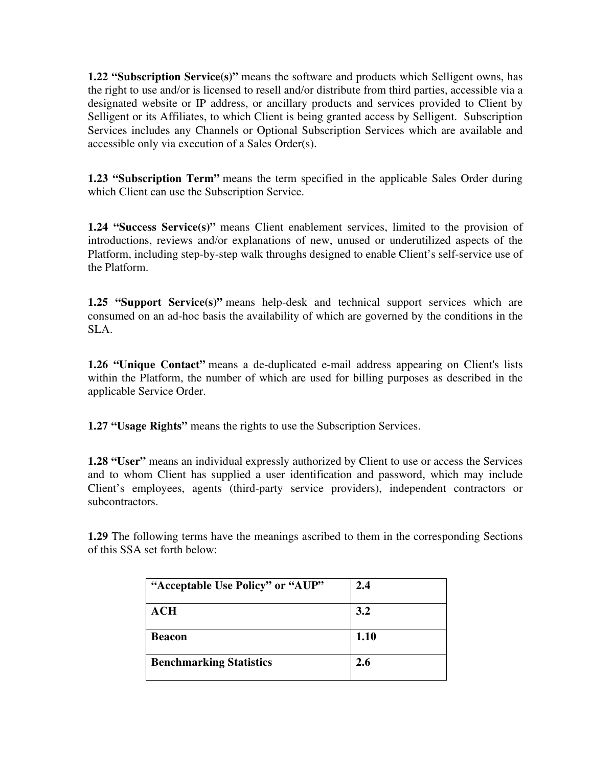**1.22 “Subscription Service(s)”** means the software and products which Selligent owns, has the right to use and/or is licensed to resell and/or distribute from third parties, accessible via a designated website or IP address, or ancillary products and services provided to Client by Selligent or its Affiliates, to which Client is being granted access by Selligent. Subscription Services includes any Channels or Optional Subscription Services which are available and accessible only via execution of a Sales Order(s).

**1.23 “Subscription Term”** means the term specified in the applicable Sales Order during which Client can use the Subscription Service.

**1.24 “Success Service(s)”** means Client enablement services, limited to the provision of introductions, reviews and/or explanations of new, unused or underutilized aspects of the Platform, including step-by-step walk throughs designed to enable Client’s self-service use of the Platform.

**1.25 “Support Service(s)”** means help-desk and technical support services which are consumed on an ad-hoc basis the availability of which are governed by the conditions in the SLA.

**1.26 “Unique Contact”** means a de-duplicated e-mail address appearing on Client's lists within the Platform, the number of which are used for billing purposes as described in the applicable Service Order.

**1.27 “Usage Rights”** means the rights to use the Subscription Services.

**1.28 “User”** means an individual expressly authorized by Client to use or access the Services and to whom Client has supplied a user identification and password, which may include Client’s employees, agents (third-party service providers), independent contractors or subcontractors.

**1.29** The following terms have the meanings ascribed to them in the corresponding Sections of this SSA set forth below:

| **“Acceptable Use Policy” or “AUP”** | **2.4** |
|---|---|
| **ACH** | **3.2** |
| **Beacon** | **1.10** |
| **Benchmarking Statistics** | **2.6** |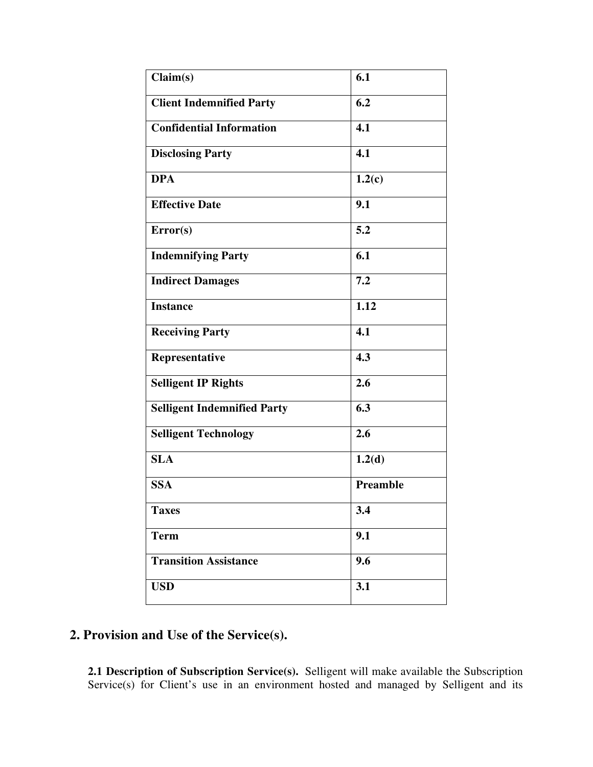| **Claim(s)** | **6.1** |
|---|---|
| **Client Indemnified Party** | **6.2** |
| **Confidential Information** | **4.1** |
| **Disclosing Party** | **4.1** |
| **DPA** | **1.2(c)** |
| **Effective Date** | **9.1** |
| **Error(s)** | **5.2** |
| **Indemnifying Party** | **6.1** |
| **Indirect Damages** | **7.2** |
| **Instance** | **1.12** |
| **Receiving Party** | **4.1** |
| **Representative** | **4.3** |
| **Selligent IP Rights** | **2.6** |
| **Selligent Indemnified Party** | **6.3** |
| **Selligent Technology** | **2.6** |
| **SLA** | **1.2(d)** |
| **SSA** | **Preamble** |
| **Taxes** | **3.4** |
| **Term** | **9.1** |
| **Transition Assistance** | **9.6** |
| **USD** | **3.1** |

## 2. Provision and Use of the Service(s).

**2.1 Description of Subscription Service(s).** Selligent will make available the Subscription Service(s) for Client's use in an environment hosted and managed by Selligent and its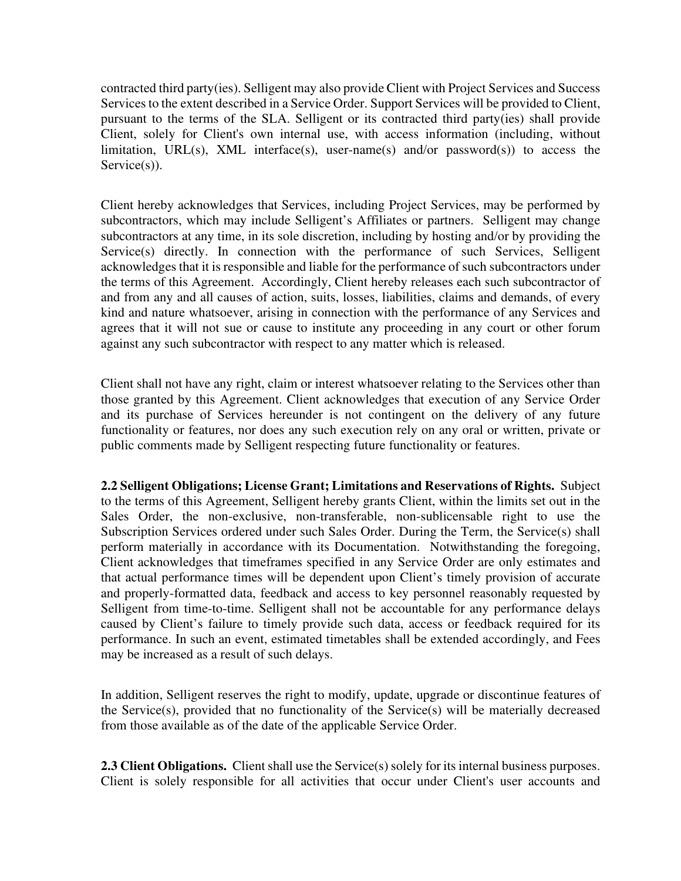contracted third party(ies). Selligent may also provide Client with Project Services and Success Services to the extent described in a Service Order. Support Services will be provided to Client, pursuant to the terms of the SLA. Selligent or its contracted third party(ies) shall provide Client, solely for Client's own internal use, with access information (including, without limitation, URL(s), XML interface(s), user-name(s) and/or password(s)) to access the Service(s)).

Client hereby acknowledges that Services, including Project Services, may be performed by subcontractors, which may include Selligent's Affiliates or partners. Selligent may change subcontractors at any time, in its sole discretion, including by hosting and/or by providing the Service(s) directly. In connection with the performance of such Services, Selligent acknowledges that it is responsible and liable for the performance of such subcontractors under the terms of this Agreement. Accordingly, Client hereby releases each such subcontractor of and from any and all causes of action, suits, losses, liabilities, claims and demands, of every kind and nature whatsoever, arising in connection with the performance of any Services and agrees that it will not sue or cause to institute any proceeding in any court or other forum against any such subcontractor with respect to any matter which is released.

Client shall not have any right, claim or interest whatsoever relating to the Services other than those granted by this Agreement. Client acknowledges that execution of any Service Order and its purchase of Services hereunder is not contingent on the delivery of any future functionality or features, nor does any such execution rely on any oral or written, private or public comments made by Selligent respecting future functionality or features.

**2.2 Selligent Obligations; License Grant; Limitations and Reservations of Rights.** Subject to the terms of this Agreement, Selligent hereby grants Client, within the limits set out in the Sales Order, the non-exclusive, non-transferable, non-sublicensable right to use the Subscription Services ordered under such Sales Order. During the Term, the Service(s) shall perform materially in accordance with its Documentation. Notwithstanding the foregoing, Client acknowledges that timeframes specified in any Service Order are only estimates and that actual performance times will be dependent upon Client's timely provision of accurate and properly-formatted data, feedback and access to key personnel reasonably requested by Selligent from time-to-time. Selligent shall not be accountable for any performance delays caused by Client's failure to timely provide such data, access or feedback required for its performance. In such an event, estimated timetables shall be extended accordingly, and Fees may be increased as a result of such delays.

In addition, Selligent reserves the right to modify, update, upgrade or discontinue features of the Service(s), provided that no functionality of the Service(s) will be materially decreased from those available as of the date of the applicable Service Order.

**2.3 Client Obligations.** Client shall use the Service(s) solely for its internal business purposes. Client is solely responsible for all activities that occur under Client's user accounts and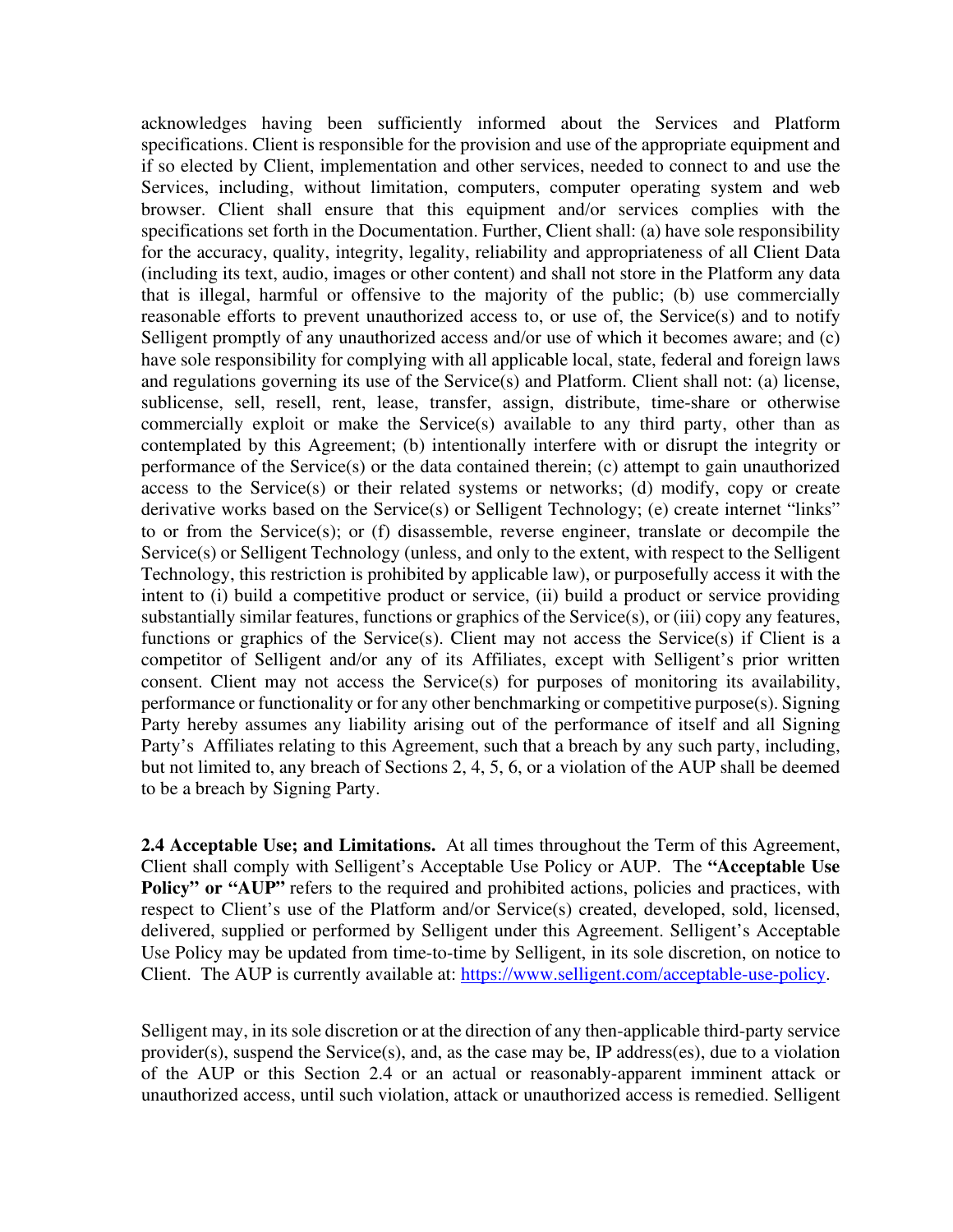acknowledges having been sufficiently informed about the Services and Platform specifications. Client is responsible for the provision and use of the appropriate equipment and if so elected by Client, implementation and other services, needed to connect to and use the Services, including, without limitation, computers, computer operating system and web browser. Client shall ensure that this equipment and/or services complies with the specifications set forth in the Documentation. Further, Client shall: (a) have sole responsibility for the accuracy, quality, integrity, legality, reliability and appropriateness of all Client Data (including its text, audio, images or other content) and shall not store in the Platform any data that is illegal, harmful or offensive to the majority of the public; (b) use commercially reasonable efforts to prevent unauthorized access to, or use of, the Service(s) and to notify Selligent promptly of any unauthorized access and/or use of which it becomes aware; and (c) have sole responsibility for complying with all applicable local, state, federal and foreign laws and regulations governing its use of the Service(s) and Platform. Client shall not: (a) license, sublicense, sell, resell, rent, lease, transfer, assign, distribute, time-share or otherwise commercially exploit or make the Service(s) available to any third party, other than as contemplated by this Agreement; (b) intentionally interfere with or disrupt the integrity or performance of the Service(s) or the data contained therein; (c) attempt to gain unauthorized access to the Service(s) or their related systems or networks; (d) modify, copy or create derivative works based on the Service(s) or Selligent Technology; (e) create internet "links" to or from the Service(s); or (f) disassemble, reverse engineer, translate or decompile the Service(s) or Selligent Technology (unless, and only to the extent, with respect to the Selligent Technology, this restriction is prohibited by applicable law), or purposefully access it with the intent to (i) build a competitive product or service, (ii) build a product or service providing substantially similar features, functions or graphics of the Service(s), or (iii) copy any features, functions or graphics of the Service(s). Client may not access the Service(s) if Client is a competitor of Selligent and/or any of its Affiliates, except with Selligent's prior written consent. Client may not access the Service(s) for purposes of monitoring its availability, performance or functionality or for any other benchmarking or competitive purpose(s). Signing Party hereby assumes any liability arising out of the performance of itself and all Signing Party's Affiliates relating to this Agreement, such that a breach by any such party, including, but not limited to, any breach of Sections 2, 4, 5, 6, or a violation of the AUP shall be deemed to be a breach by Signing Party.

**2.4 Acceptable Use; and Limitations.** At all times throughout the Term of this Agreement, Client shall comply with Selligent's Acceptable Use Policy or AUP. The **"Acceptable Use Policy" or "AUP"** refers to the required and prohibited actions, policies and practices, with respect to Client's use of the Platform and/or Service(s) created, developed, sold, licensed, delivered, supplied or performed by Selligent under this Agreement. Selligent's Acceptable Use Policy may be updated from time-to-time by Selligent, in its sole discretion, on notice to Client. The AUP is currently available at: https://www.selligent.com/acceptable-use-policy.

Selligent may, in its sole discretion or at the direction of any then-applicable third-party service provider(s), suspend the Service(s), and, as the case may be, IP address(es), due to a violation of the AUP or this Section 2.4 or an actual or reasonably-apparent imminent attack or unauthorized access, until such violation, attack or unauthorized access is remedied. Selligent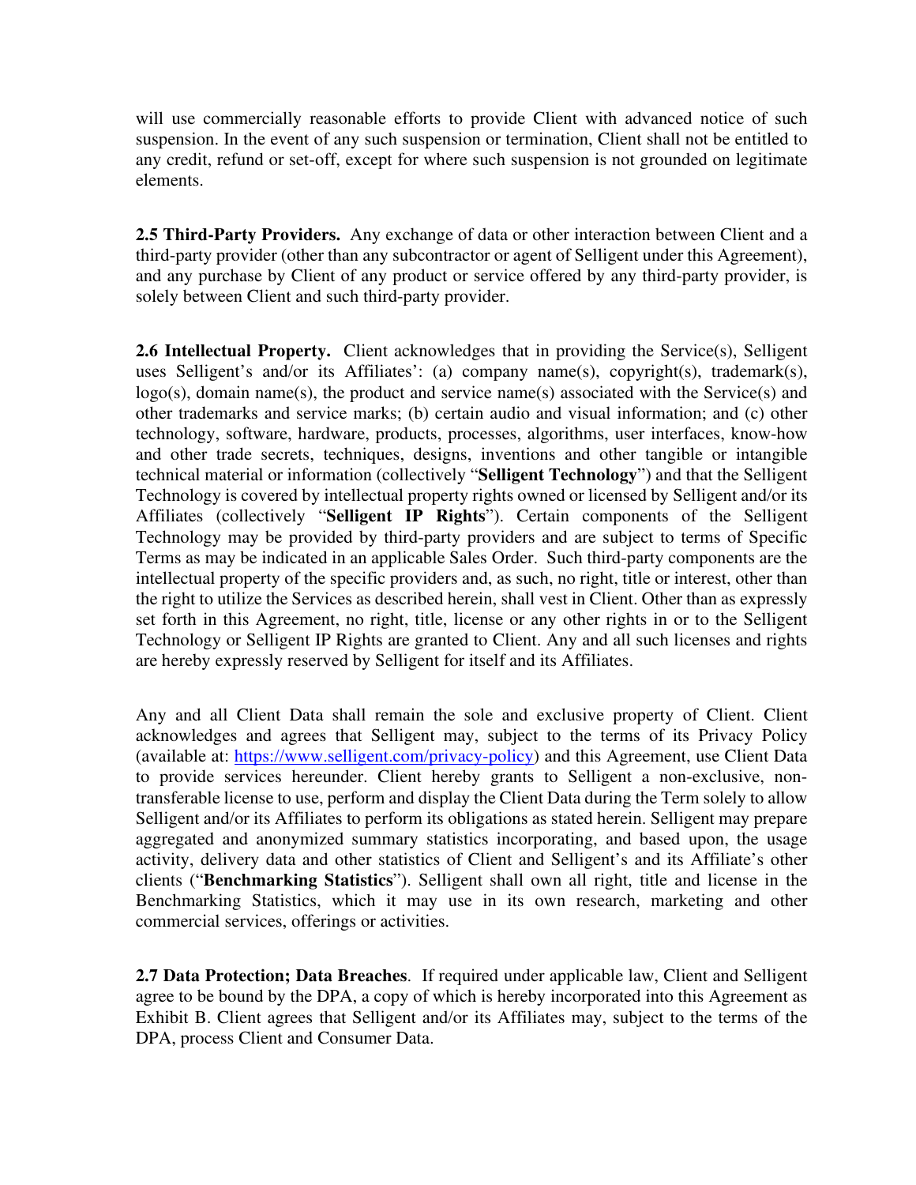will use commercially reasonable efforts to provide Client with advanced notice of such suspension. In the event of any such suspension or termination, Client shall not be entitled to any credit, refund or set-off, except for where such suspension is not grounded on legitimate elements.

**2.5 Third-Party Providers.** Any exchange of data or other interaction between Client and a third-party provider (other than any subcontractor or agent of Selligent under this Agreement), and any purchase by Client of any product or service offered by any third-party provider, is solely between Client and such third-party provider.

**2.6 Intellectual Property.** Client acknowledges that in providing the Service(s), Selligent uses Selligent's and/or its Affiliates': (a) company name(s), copyright(s), trademark(s), logo(s), domain name(s), the product and service name(s) associated with the Service(s) and other trademarks and service marks; (b) certain audio and visual information; and (c) other technology, software, hardware, products, processes, algorithms, user interfaces, know-how and other trade secrets, techniques, designs, inventions and other tangible or intangible technical material or information (collectively "**Selligent Technology**") and that the Selligent Technology is covered by intellectual property rights owned or licensed by Selligent and/or its Affiliates (collectively "**Selligent IP Rights**"). Certain components of the Selligent Technology may be provided by third-party providers and are subject to terms of Specific Terms as may be indicated in an applicable Sales Order. Such third-party components are the intellectual property of the specific providers and, as such, no right, title or interest, other than the right to utilize the Services as described herein, shall vest in Client. Other than as expressly set forth in this Agreement, no right, title, license or any other rights in or to the Selligent Technology or Selligent IP Rights are granted to Client. Any and all such licenses and rights are hereby expressly reserved by Selligent for itself and its Affiliates.

Any and all Client Data shall remain the sole and exclusive property of Client. Client acknowledges and agrees that Selligent may, subject to the terms of its Privacy Policy (available at: [https://www.selligent.com/privacy-policy](https://www.selligent.com/privacy-policy)) and this Agreement, use Client Data to provide services hereunder. Client hereby grants to Selligent a non-exclusive, non-transferable license to use, perform and display the Client Data during the Term solely to allow Selligent and/or its Affiliates to perform its obligations as stated herein. Selligent may prepare aggregated and anonymized summary statistics incorporating, and based upon, the usage activity, delivery data and other statistics of Client and Selligent's and its Affiliate's other clients ("**Benchmarking Statistics**"). Selligent shall own all right, title and license in the Benchmarking Statistics, which it may use in its own research, marketing and other commercial services, offerings or activities.

**2.7 Data Protection; Data Breaches**. If required under applicable law, Client and Selligent agree to be bound by the DPA, a copy of which is hereby incorporated into this Agreement as Exhibit B. Client agrees that Selligent and/or its Affiliates may, subject to the terms of the DPA, process Client and Consumer Data.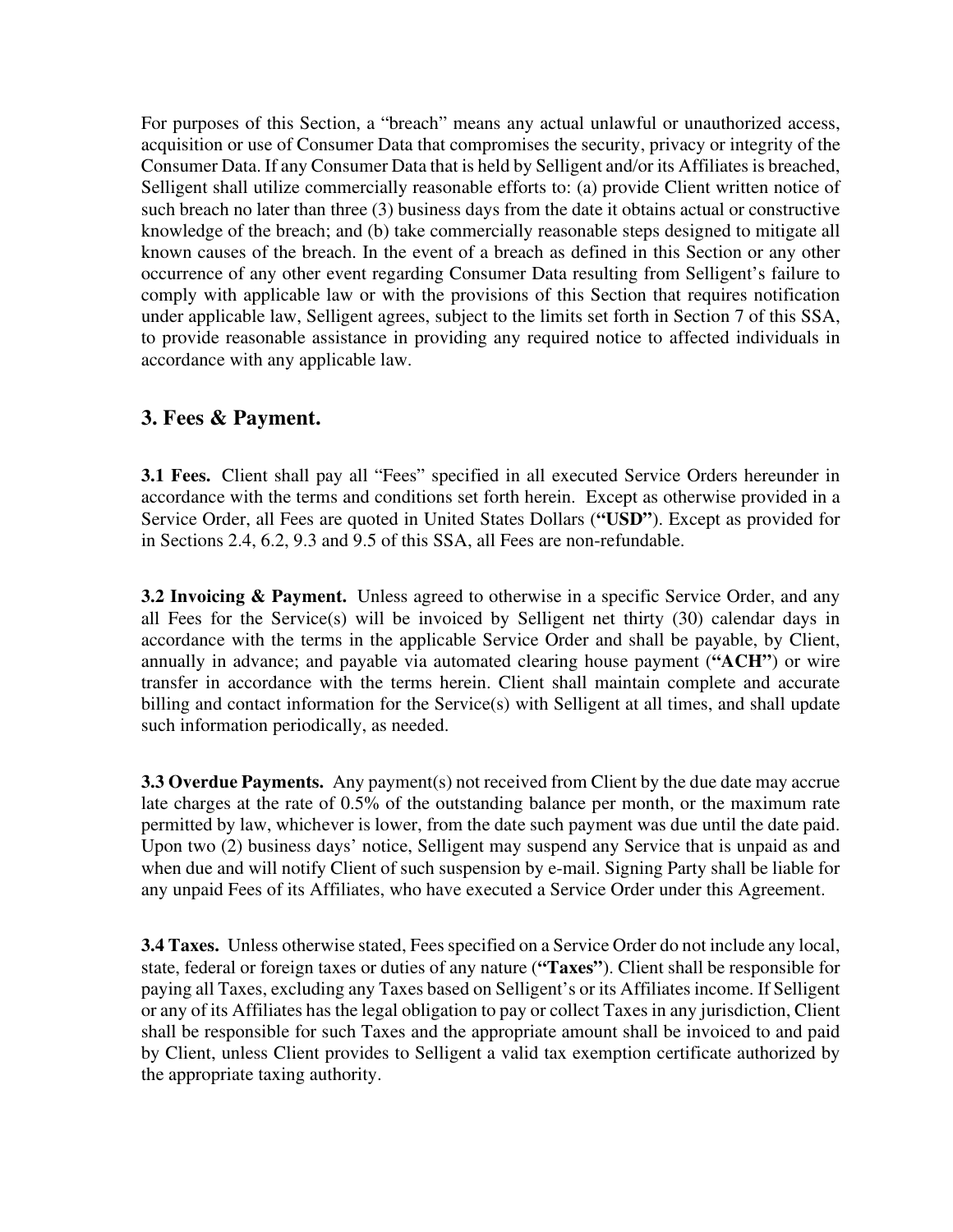For purposes of this Section, a "breach" means any actual unlawful or unauthorized access, acquisition or use of Consumer Data that compromises the security, privacy or integrity of the Consumer Data. If any Consumer Data that is held by Selligent and/or its Affiliates is breached, Selligent shall utilize commercially reasonable efforts to: (a) provide Client written notice of such breach no later than three (3) business days from the date it obtains actual or constructive knowledge of the breach; and (b) take commercially reasonable steps designed to mitigate all known causes of the breach. In the event of a breach as defined in this Section or any other occurrence of any other event regarding Consumer Data resulting from Selligent's failure to comply with applicable law or with the provisions of this Section that requires notification under applicable law, Selligent agrees, subject to the limits set forth in Section 7 of this SSA, to provide reasonable assistance in providing any required notice to affected individuals in accordance with any applicable law.

## 3. Fees & Payment.

**3.1 Fees.** Client shall pay all "Fees" specified in all executed Service Orders hereunder in accordance with the terms and conditions set forth herein. Except as otherwise provided in a Service Order, all Fees are quoted in United States Dollars (**"USD"**). Except as provided for in Sections 2.4, 6.2, 9.3 and 9.5 of this SSA, all Fees are non-refundable.

**3.2 Invoicing & Payment.** Unless agreed to otherwise in a specific Service Order, and any all Fees for the Service(s) will be invoiced by Selligent net thirty (30) calendar days in accordance with the terms in the applicable Service Order and shall be payable, by Client, annually in advance; and payable via automated clearing house payment (**"ACH"**) or wire transfer in accordance with the terms herein. Client shall maintain complete and accurate billing and contact information for the Service(s) with Selligent at all times, and shall update such information periodically, as needed.

**3.3 Overdue Payments.** Any payment(s) not received from Client by the due date may accrue late charges at the rate of 0.5% of the outstanding balance per month, or the maximum rate permitted by law, whichever is lower, from the date such payment was due until the date paid. Upon two (2) business days' notice, Selligent may suspend any Service that is unpaid as and when due and will notify Client of such suspension by e-mail. Signing Party shall be liable for any unpaid Fees of its Affiliates, who have executed a Service Order under this Agreement.

**3.4 Taxes.** Unless otherwise stated, Fees specified on a Service Order do not include any local, state, federal or foreign taxes or duties of any nature (**"Taxes"**). Client shall be responsible for paying all Taxes, excluding any Taxes based on Selligent's or its Affiliates income. If Selligent or any of its Affiliates has the legal obligation to pay or collect Taxes in any jurisdiction, Client shall be responsible for such Taxes and the appropriate amount shall be invoiced to and paid by Client, unless Client provides to Selligent a valid tax exemption certificate authorized by the appropriate taxing authority.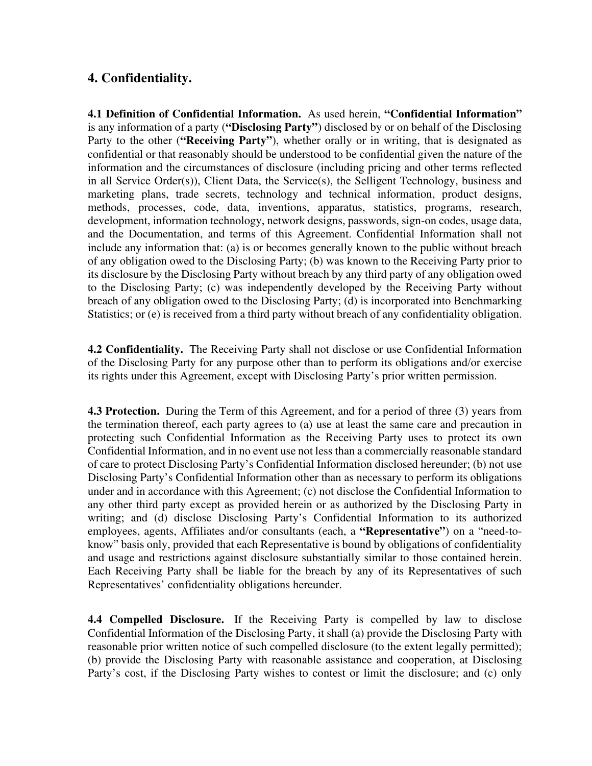## 4. Confidentiality.

**4.1 Definition of Confidential Information.** As used herein, **"Confidential Information"** is any information of a party (**"Disclosing Party"**) disclosed by or on behalf of the Disclosing Party to the other (**"Receiving Party"**), whether orally or in writing, that is designated as confidential or that reasonably should be understood to be confidential given the nature of the information and the circumstances of disclosure (including pricing and other terms reflected in all Service Order(s)), Client Data, the Service(s), the Selligent Technology, business and marketing plans, trade secrets, technology and technical information, product designs, methods, processes, code, data, inventions, apparatus, statistics, programs, research, development, information technology, network designs, passwords, sign-on codes, usage data, and the Documentation, and terms of this Agreement. Confidential Information shall not include any information that: (a) is or becomes generally known to the public without breach of any obligation owed to the Disclosing Party; (b) was known to the Receiving Party prior to its disclosure by the Disclosing Party without breach by any third party of any obligation owed to the Disclosing Party; (c) was independently developed by the Receiving Party without breach of any obligation owed to the Disclosing Party; (d) is incorporated into Benchmarking Statistics; or (e) is received from a third party without breach of any confidentiality obligation.

**4.2 Confidentiality.** The Receiving Party shall not disclose or use Confidential Information of the Disclosing Party for any purpose other than to perform its obligations and/or exercise its rights under this Agreement, except with Disclosing Party's prior written permission.

**4.3 Protection.** During the Term of this Agreement, and for a period of three (3) years from the termination thereof, each party agrees to (a) use at least the same care and precaution in protecting such Confidential Information as the Receiving Party uses to protect its own Confidential Information, and in no event use not less than a commercially reasonable standard of care to protect Disclosing Party's Confidential Information disclosed hereunder; (b) not use Disclosing Party's Confidential Information other than as necessary to perform its obligations under and in accordance with this Agreement; (c) not disclose the Confidential Information to any other third party except as provided herein or as authorized by the Disclosing Party in writing; and (d) disclose Disclosing Party's Confidential Information to its authorized employees, agents, Affiliates and/or consultants (each, a **"Representative"**) on a "need-to-know" basis only, provided that each Representative is bound by obligations of confidentiality and usage and restrictions against disclosure substantially similar to those contained herein. Each Receiving Party shall be liable for the breach by any of its Representatives of such Representatives' confidentiality obligations hereunder.

**4.4 Compelled Disclosure.** If the Receiving Party is compelled by law to disclose Confidential Information of the Disclosing Party, it shall (a) provide the Disclosing Party with reasonable prior written notice of such compelled disclosure (to the extent legally permitted); (b) provide the Disclosing Party with reasonable assistance and cooperation, at Disclosing Party's cost, if the Disclosing Party wishes to contest or limit the disclosure; and (c) only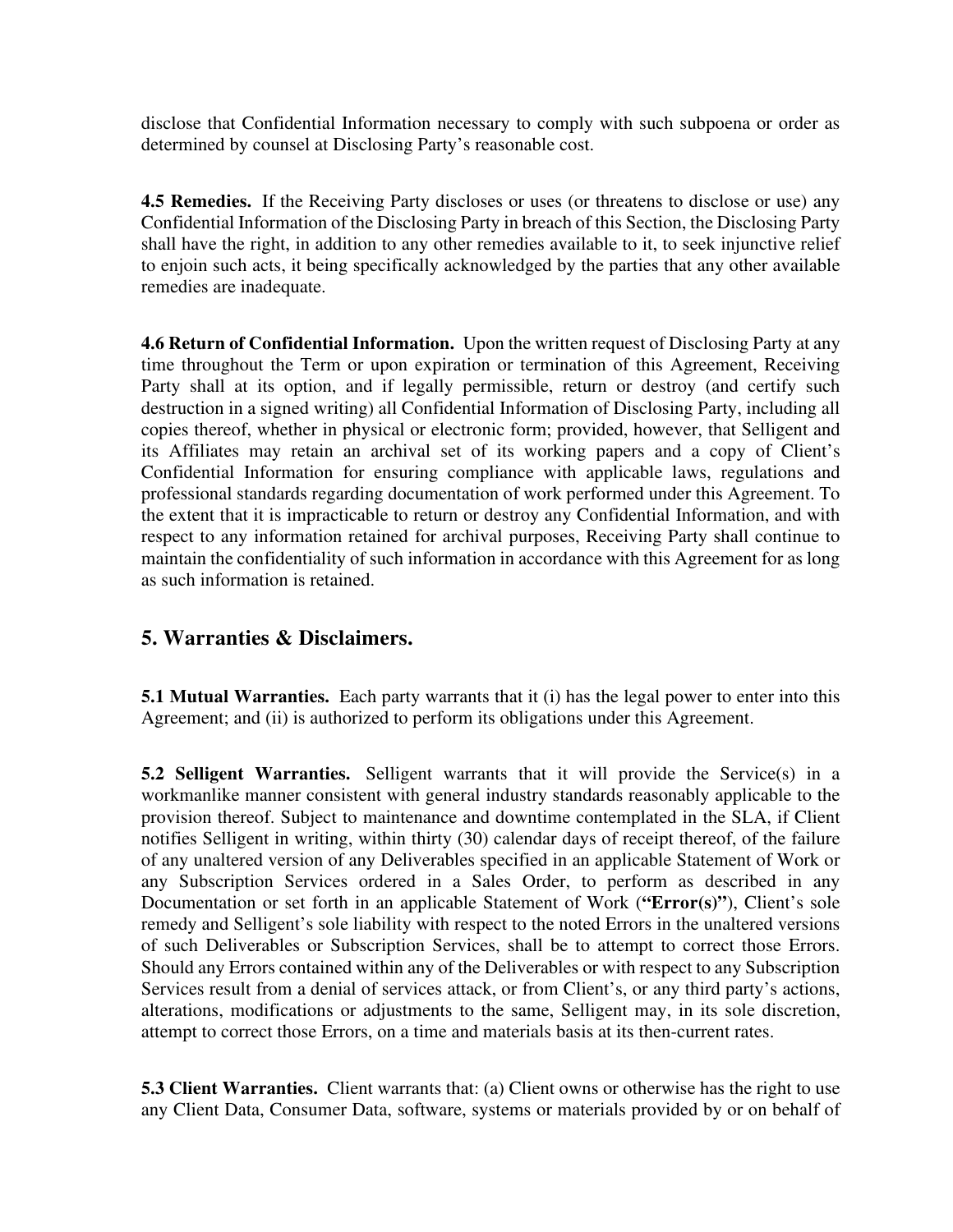disclose that Confidential Information necessary to comply with such subpoena or order as determined by counsel at Disclosing Party's reasonable cost.

**4.5 Remedies.** If the Receiving Party discloses or uses (or threatens to disclose or use) any Confidential Information of the Disclosing Party in breach of this Section, the Disclosing Party shall have the right, in addition to any other remedies available to it, to seek injunctive relief to enjoin such acts, it being specifically acknowledged by the parties that any other available remedies are inadequate.

**4.6 Return of Confidential Information.** Upon the written request of Disclosing Party at any time throughout the Term or upon expiration or termination of this Agreement, Receiving Party shall at its option, and if legally permissible, return or destroy (and certify such destruction in a signed writing) all Confidential Information of Disclosing Party, including all copies thereof, whether in physical or electronic form; provided, however, that Selligent and its Affiliates may retain an archival set of its working papers and a copy of Client's Confidential Information for ensuring compliance with applicable laws, regulations and professional standards regarding documentation of work performed under this Agreement. To the extent that it is impracticable to return or destroy any Confidential Information, and with respect to any information retained for archival purposes, Receiving Party shall continue to maintain the confidentiality of such information in accordance with this Agreement for as long as such information is retained.

## 5. Warranties & Disclaimers.

**5.1 Mutual Warranties.** Each party warrants that it (i) has the legal power to enter into this Agreement; and (ii) is authorized to perform its obligations under this Agreement.

**5.2 Selligent Warranties.** Selligent warrants that it will provide the Service(s) in a workmanlike manner consistent with general industry standards reasonably applicable to the provision thereof. Subject to maintenance and downtime contemplated in the SLA, if Client notifies Selligent in writing, within thirty (30) calendar days of receipt thereof, of the failure of any unaltered version of any Deliverables specified in an applicable Statement of Work or any Subscription Services ordered in a Sales Order, to perform as described in any Documentation or set forth in an applicable Statement of Work (**"Error(s)"**), Client's sole remedy and Selligent's sole liability with respect to the noted Errors in the unaltered versions of such Deliverables or Subscription Services, shall be to attempt to correct those Errors. Should any Errors contained within any of the Deliverables or with respect to any Subscription Services result from a denial of services attack, or from Client's, or any third party's actions, alterations, modifications or adjustments to the same, Selligent may, in its sole discretion, attempt to correct those Errors, on a time and materials basis at its then-current rates.

**5.3 Client Warranties.** Client warrants that: (a) Client owns or otherwise has the right to use any Client Data, Consumer Data, software, systems or materials provided by or on behalf of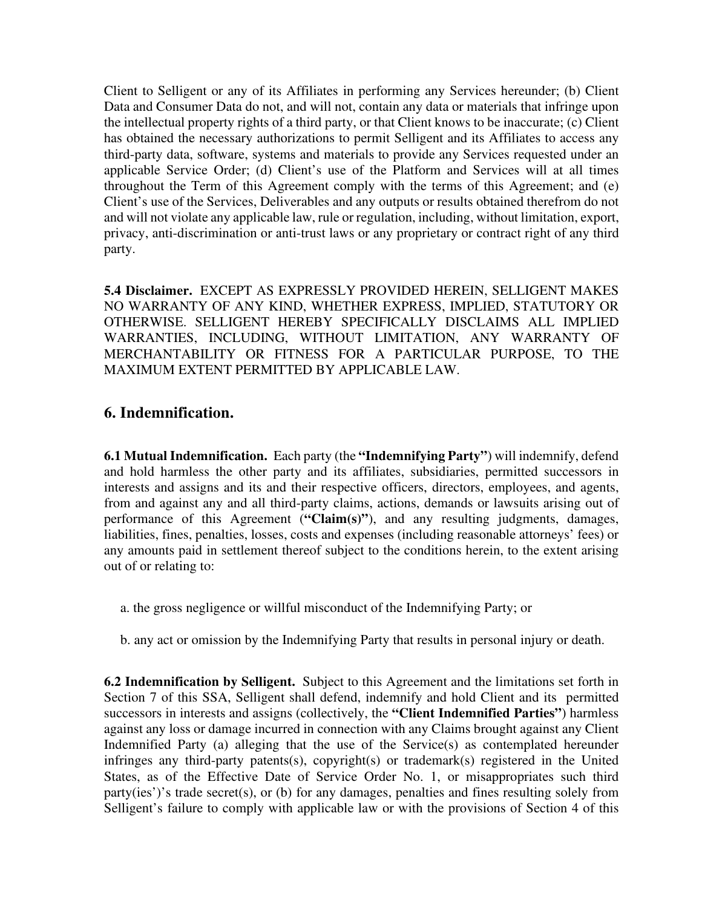Client to Selligent or any of its Affiliates in performing any Services hereunder; (b) Client Data and Consumer Data do not, and will not, contain any data or materials that infringe upon the intellectual property rights of a third party, or that Client knows to be inaccurate; (c) Client has obtained the necessary authorizations to permit Selligent and its Affiliates to access any third-party data, software, systems and materials to provide any Services requested under an applicable Service Order; (d) Client's use of the Platform and Services will at all times throughout the Term of this Agreement comply with the terms of this Agreement; and (e) Client's use of the Services, Deliverables and any outputs or results obtained therefrom do not and will not violate any applicable law, rule or regulation, including, without limitation, export, privacy, anti-discrimination or anti-trust laws or any proprietary or contract right of any third party.

**5.4 Disclaimer.** EXCEPT AS EXPRESSLY PROVIDED HEREIN, SELLIGENT MAKES NO WARRANTY OF ANY KIND, WHETHER EXPRESS, IMPLIED, STATUTORY OR OTHERWISE. SELLIGENT HEREBY SPECIFICALLY DISCLAIMS ALL IMPLIED WARRANTIES, INCLUDING, WITHOUT LIMITATION, ANY WARRANTY OF MERCHANTABILITY OR FITNESS FOR A PARTICULAR PURPOSE, TO THE MAXIMUM EXTENT PERMITTED BY APPLICABLE LAW.

## 6. Indemnification.

**6.1 Mutual Indemnification.** Each party (the **"Indemnifying Party"**) will indemnify, defend and hold harmless the other party and its affiliates, subsidiaries, permitted successors in interests and assigns and its and their respective officers, directors, employees, and agents, from and against any and all third-party claims, actions, demands or lawsuits arising out of performance of this Agreement (**"Claim(s)"**), and any resulting judgments, damages, liabilities, fines, penalties, losses, costs and expenses (including reasonable attorneys' fees) or any amounts paid in settlement thereof subject to the conditions herein, to the extent arising out of or relating to:

a. the gross negligence or willful misconduct of the Indemnifying Party; or

b. any act or omission by the Indemnifying Party that results in personal injury or death.

**6.2 Indemnification by Selligent.** Subject to this Agreement and the limitations set forth in Section 7 of this SSA, Selligent shall defend, indemnify and hold Client and its permitted successors in interests and assigns (collectively, the **"Client Indemnified Parties"**) harmless against any loss or damage incurred in connection with any Claims brought against any Client Indemnified Party (a) alleging that the use of the Service(s) as contemplated hereunder infringes any third-party patents(s), copyright(s) or trademark(s) registered in the United States, as of the Effective Date of Service Order No. 1, or misappropriates such third party(ies')'s trade secret(s), or (b) for any damages, penalties and fines resulting solely from Selligent's failure to comply with applicable law or with the provisions of Section 4 of this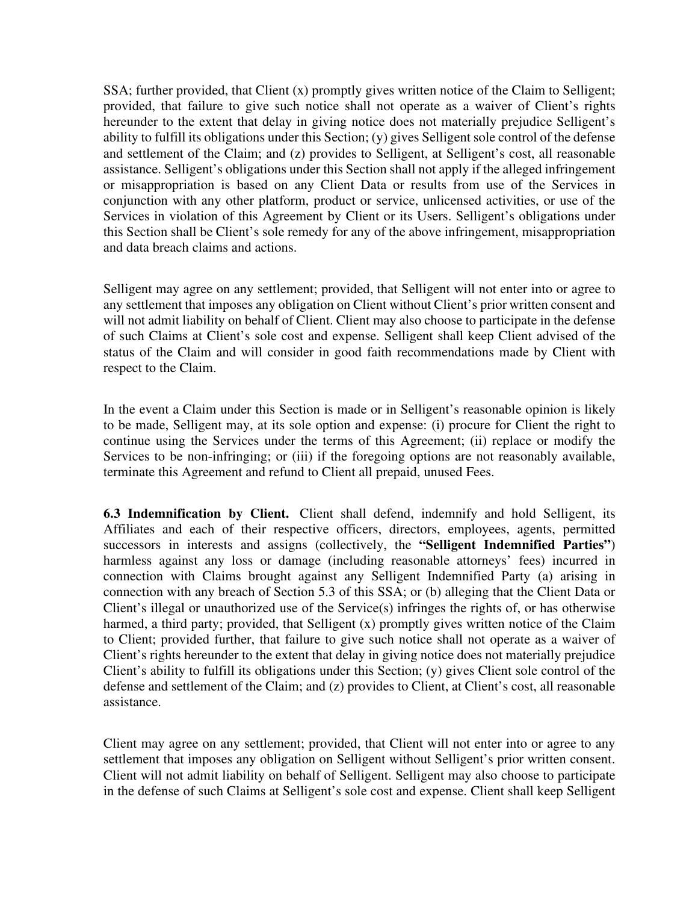SSA; further provided, that Client (x) promptly gives written notice of the Claim to Selligent; provided, that failure to give such notice shall not operate as a waiver of Client's rights hereunder to the extent that delay in giving notice does not materially prejudice Selligent's ability to fulfill its obligations under this Section; (y) gives Selligent sole control of the defense and settlement of the Claim; and (z) provides to Selligent, at Selligent's cost, all reasonable assistance. Selligent's obligations under this Section shall not apply if the alleged infringement or misappropriation is based on any Client Data or results from use of the Services in conjunction with any other platform, product or service, unlicensed activities, or use of the Services in violation of this Agreement by Client or its Users. Selligent's obligations under this Section shall be Client's sole remedy for any of the above infringement, misappropriation and data breach claims and actions.

Selligent may agree on any settlement; provided, that Selligent will not enter into or agree to any settlement that imposes any obligation on Client without Client's prior written consent and will not admit liability on behalf of Client. Client may also choose to participate in the defense of such Claims at Client's sole cost and expense. Selligent shall keep Client advised of the status of the Claim and will consider in good faith recommendations made by Client with respect to the Claim.

In the event a Claim under this Section is made or in Selligent's reasonable opinion is likely to be made, Selligent may, at its sole option and expense: (i) procure for Client the right to continue using the Services under the terms of this Agreement; (ii) replace or modify the Services to be non-infringing; or (iii) if the foregoing options are not reasonably available, terminate this Agreement and refund to Client all prepaid, unused Fees.

**6.3 Indemnification by Client.** Client shall defend, indemnify and hold Selligent, its Affiliates and each of their respective officers, directors, employees, agents, permitted successors in interests and assigns (collectively, the **"Selligent Indemnified Parties"**) harmless against any loss or damage (including reasonable attorneys' fees) incurred in connection with Claims brought against any Selligent Indemnified Party (a) arising in connection with any breach of Section 5.3 of this SSA; or (b) alleging that the Client Data or Client's illegal or unauthorized use of the Service(s) infringes the rights of, or has otherwise harmed, a third party; provided, that Selligent (x) promptly gives written notice of the Claim to Client; provided further, that failure to give such notice shall not operate as a waiver of Client's rights hereunder to the extent that delay in giving notice does not materially prejudice Client's ability to fulfill its obligations under this Section; (y) gives Client sole control of the defense and settlement of the Claim; and (z) provides to Client, at Client's cost, all reasonable assistance.

Client may agree on any settlement; provided, that Client will not enter into or agree to any settlement that imposes any obligation on Selligent without Selligent's prior written consent. Client will not admit liability on behalf of Selligent. Selligent may also choose to participate in the defense of such Claims at Selligent's sole cost and expense. Client shall keep Selligent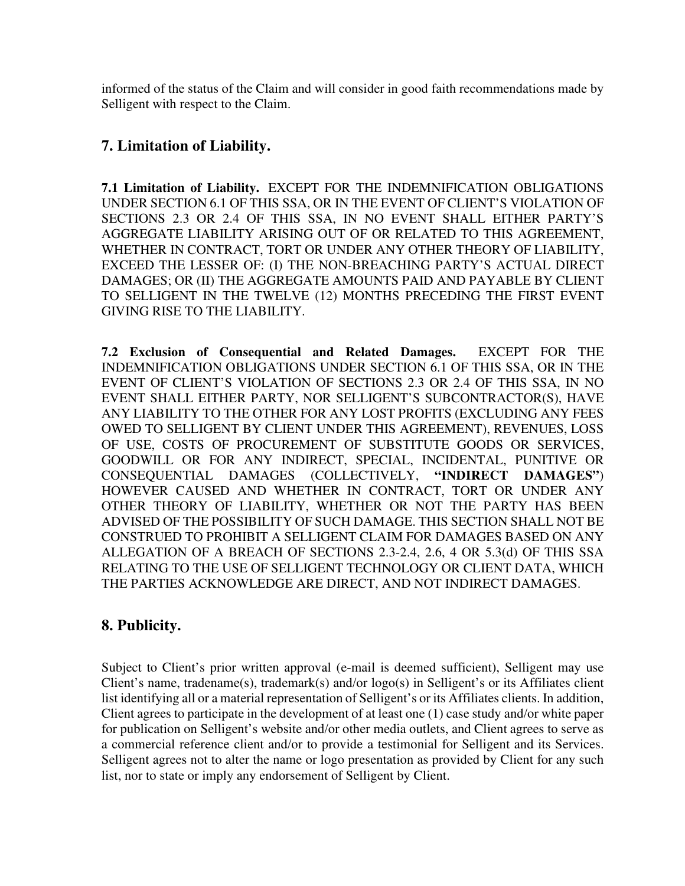informed of the status of the Claim and will consider in good faith recommendations made by Selligent with respect to the Claim.

## 7. Limitation of Liability.

**7.1 Limitation of Liability.** EXCEPT FOR THE INDEMNIFICATION OBLIGATIONS UNDER SECTION 6.1 OF THIS SSA, OR IN THE EVENT OF CLIENT'S VIOLATION OF SECTIONS 2.3 OR 2.4 OF THIS SSA, IN NO EVENT SHALL EITHER PARTY'S AGGREGATE LIABILITY ARISING OUT OF OR RELATED TO THIS AGREEMENT, WHETHER IN CONTRACT, TORT OR UNDER ANY OTHER THEORY OF LIABILITY, EXCEED THE LESSER OF: (I) THE NON-BREACHING PARTY'S ACTUAL DIRECT DAMAGES; OR (II) THE AGGREGATE AMOUNTS PAID AND PAYABLE BY CLIENT TO SELLIGENT IN THE TWELVE (12) MONTHS PRECEDING THE FIRST EVENT GIVING RISE TO THE LIABILITY.

**7.2 Exclusion of Consequential and Related Damages.** EXCEPT FOR THE INDEMNIFICATION OBLIGATIONS UNDER SECTION 6.1 OF THIS SSA, OR IN THE EVENT OF CLIENT'S VIOLATION OF SECTIONS 2.3 OR 2.4 OF THIS SSA, IN NO EVENT SHALL EITHER PARTY, NOR SELLIGENT'S SUBCONTRACTOR(S), HAVE ANY LIABILITY TO THE OTHER FOR ANY LOST PROFITS (EXCLUDING ANY FEES OWED TO SELLIGENT BY CLIENT UNDER THIS AGREEMENT), REVENUES, LOSS OF USE, COSTS OF PROCUREMENT OF SUBSTITUTE GOODS OR SERVICES, GOODWILL OR FOR ANY INDIRECT, SPECIAL, INCIDENTAL, PUNITIVE OR CONSEQUENTIAL DAMAGES (COLLECTIVELY, **"INDIRECT DAMAGES"**) HOWEVER CAUSED AND WHETHER IN CONTRACT, TORT OR UNDER ANY OTHER THEORY OF LIABILITY, WHETHER OR NOT THE PARTY HAS BEEN ADVISED OF THE POSSIBILITY OF SUCH DAMAGE. THIS SECTION SHALL NOT BE CONSTRUED TO PROHIBIT A SELLIGENT CLAIM FOR DAMAGES BASED ON ANY ALLEGATION OF A BREACH OF SECTIONS 2.3-2.4, 2.6, 4 OR 5.3(d) OF THIS SSA RELATING TO THE USE OF SELLIGENT TECHNOLOGY OR CLIENT DATA, WHICH THE PARTIES ACKNOWLEDGE ARE DIRECT, AND NOT INDIRECT DAMAGES.

## 8. Publicity.

Subject to Client's prior written approval (e-mail is deemed sufficient), Selligent may use Client's name, tradename(s), trademark(s) and/or logo(s) in Selligent's or its Affiliates client list identifying all or a material representation of Selligent's or its Affiliates clients. In addition, Client agrees to participate in the development of at least one (1) case study and/or white paper for publication on Selligent's website and/or other media outlets, and Client agrees to serve as a commercial reference client and/or to provide a testimonial for Selligent and its Services. Selligent agrees not to alter the name or logo presentation as provided by Client for any such list, nor to state or imply any endorsement of Selligent by Client.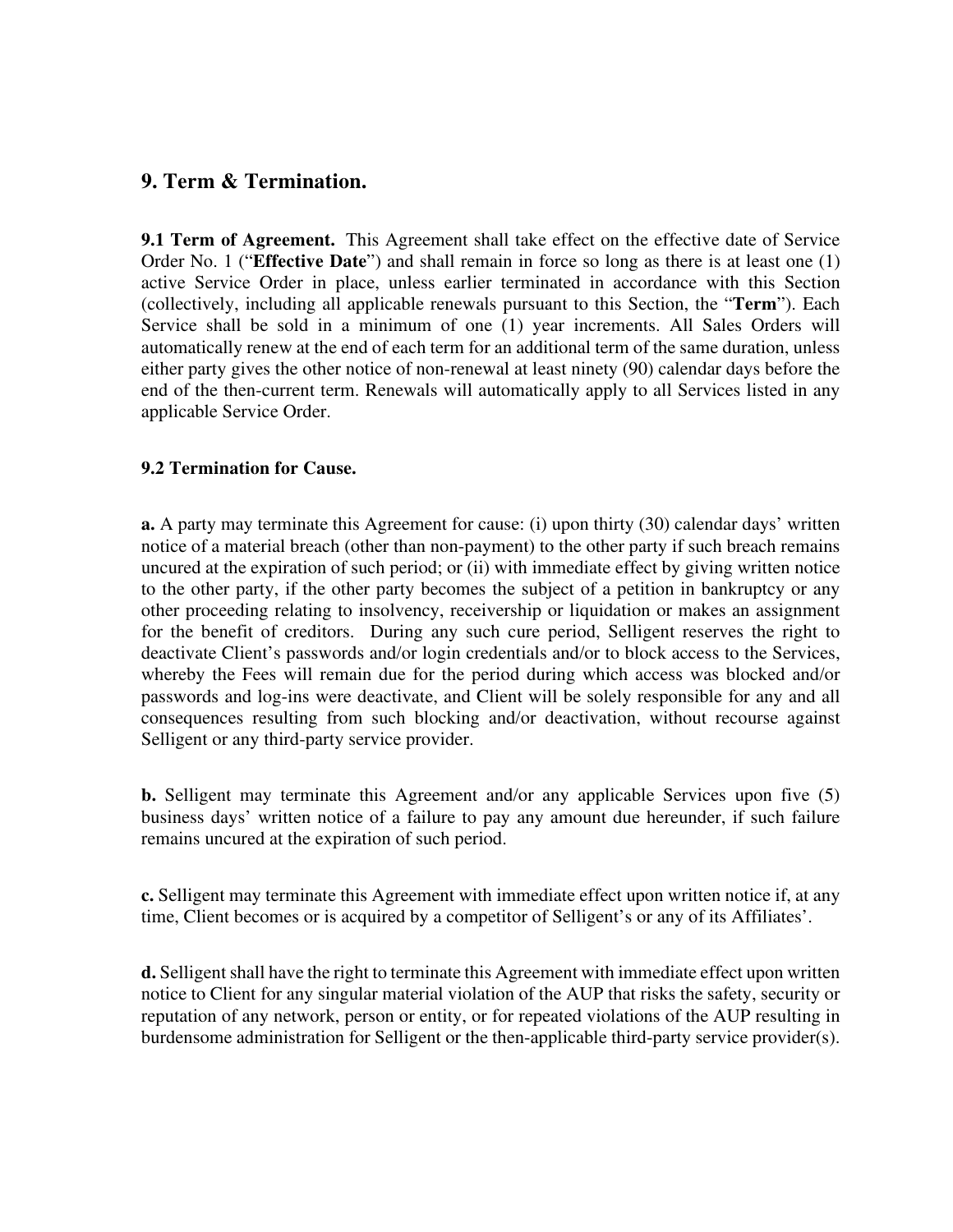## 9. Term & Termination.

**9.1 Term of Agreement.** This Agreement shall take effect on the effective date of Service Order No. 1 ("**Effective Date**") and shall remain in force so long as there is at least one (1) active Service Order in place, unless earlier terminated in accordance with this Section (collectively, including all applicable renewals pursuant to this Section, the "**Term**"). Each Service shall be sold in a minimum of one (1) year increments. All Sales Orders will automatically renew at the end of each term for an additional term of the same duration, unless either party gives the other notice of non-renewal at least ninety (90) calendar days before the end of the then-current term. Renewals will automatically apply to all Services listed in any applicable Service Order.

**9.2 Termination for Cause.**

**a.** A party may terminate this Agreement for cause: (i) upon thirty (30) calendar days' written notice of a material breach (other than non-payment) to the other party if such breach remains uncured at the expiration of such period; or (ii) with immediate effect by giving written notice to the other party, if the other party becomes the subject of a petition in bankruptcy or any other proceeding relating to insolvency, receivership or liquidation or makes an assignment for the benefit of creditors. During any such cure period, Selligent reserves the right to deactivate Client's passwords and/or login credentials and/or to block access to the Services, whereby the Fees will remain due for the period during which access was blocked and/or passwords and log-ins were deactivate, and Client will be solely responsible for any and all consequences resulting from such blocking and/or deactivation, without recourse against Selligent or any third-party service provider.

**b.** Selligent may terminate this Agreement and/or any applicable Services upon five (5) business days' written notice of a failure to pay any amount due hereunder, if such failure remains uncured at the expiration of such period.

**c.** Selligent may terminate this Agreement with immediate effect upon written notice if, at any time, Client becomes or is acquired by a competitor of Selligent's or any of its Affiliates'.

**d.** Selligent shall have the right to terminate this Agreement with immediate effect upon written notice to Client for any singular material violation of the AUP that risks the safety, security or reputation of any network, person or entity, or for repeated violations of the AUP resulting in burdensome administration for Selligent or the then-applicable third-party service provider(s).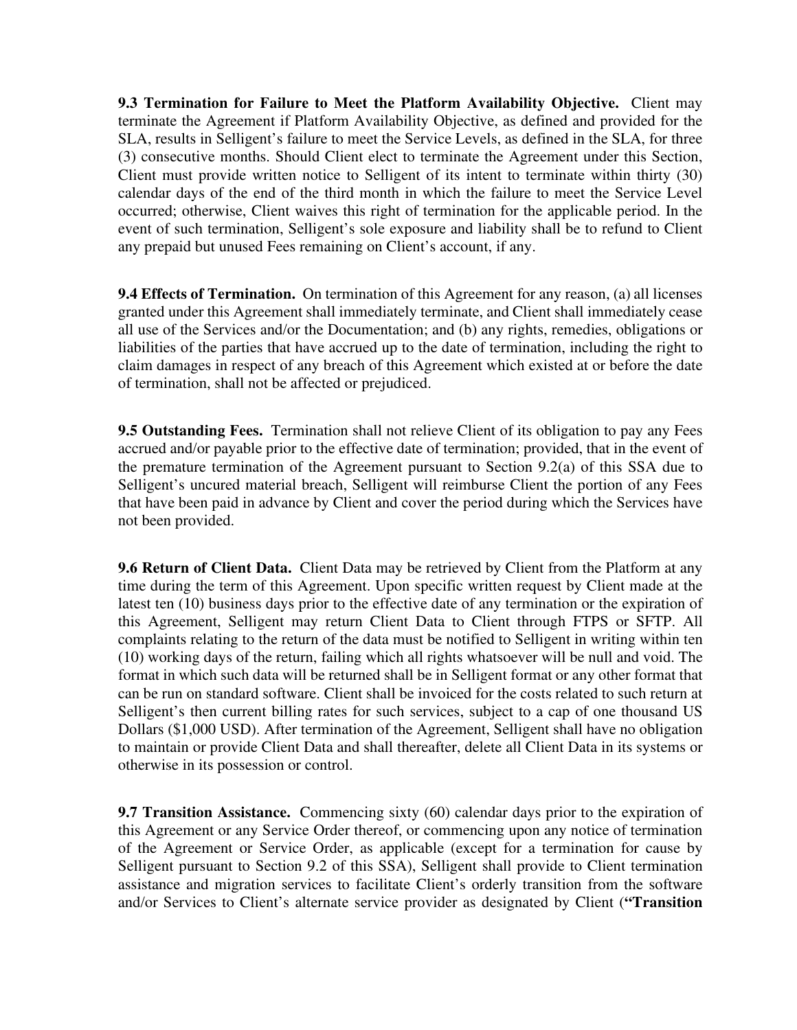**9.3 Termination for Failure to Meet the Platform Availability Objective.** Client may terminate the Agreement if Platform Availability Objective, as defined and provided for the SLA, results in Selligent's failure to meet the Service Levels, as defined in the SLA, for three (3) consecutive months. Should Client elect to terminate the Agreement under this Section, Client must provide written notice to Selligent of its intent to terminate within thirty (30) calendar days of the end of the third month in which the failure to meet the Service Level occurred; otherwise, Client waives this right of termination for the applicable period. In the event of such termination, Selligent's sole exposure and liability shall be to refund to Client any prepaid but unused Fees remaining on Client's account, if any.

**9.4 Effects of Termination.** On termination of this Agreement for any reason, (a) all licenses granted under this Agreement shall immediately terminate, and Client shall immediately cease all use of the Services and/or the Documentation; and (b) any rights, remedies, obligations or liabilities of the parties that have accrued up to the date of termination, including the right to claim damages in respect of any breach of this Agreement which existed at or before the date of termination, shall not be affected or prejudiced.

**9.5 Outstanding Fees.** Termination shall not relieve Client of its obligation to pay any Fees accrued and/or payable prior to the effective date of termination; provided, that in the event of the premature termination of the Agreement pursuant to Section 9.2(a) of this SSA due to Selligent's uncured material breach, Selligent will reimburse Client the portion of any Fees that have been paid in advance by Client and cover the period during which the Services have not been provided.

**9.6 Return of Client Data.** Client Data may be retrieved by Client from the Platform at any time during the term of this Agreement. Upon specific written request by Client made at the latest ten (10) business days prior to the effective date of any termination or the expiration of this Agreement, Selligent may return Client Data to Client through FTPS or SFTP. All complaints relating to the return of the data must be notified to Selligent in writing within ten (10) working days of the return, failing which all rights whatsoever will be null and void. The format in which such data will be returned shall be in Selligent format or any other format that can be run on standard software. Client shall be invoiced for the costs related to such return at Selligent's then current billing rates for such services, subject to a cap of one thousand US Dollars ($1,000 USD). After termination of the Agreement, Selligent shall have no obligation to maintain or provide Client Data and shall thereafter, delete all Client Data in its systems or otherwise in its possession or control.

**9.7 Transition Assistance.** Commencing sixty (60) calendar days prior to the expiration of this Agreement or any Service Order thereof, or commencing upon any notice of termination of the Agreement or Service Order, as applicable (except for a termination for cause by Selligent pursuant to Section 9.2 of this SSA), Selligent shall provide to Client termination assistance and migration services to facilitate Client's orderly transition from the software and/or Services to Client's alternate service provider as designated by Client (**"Transition**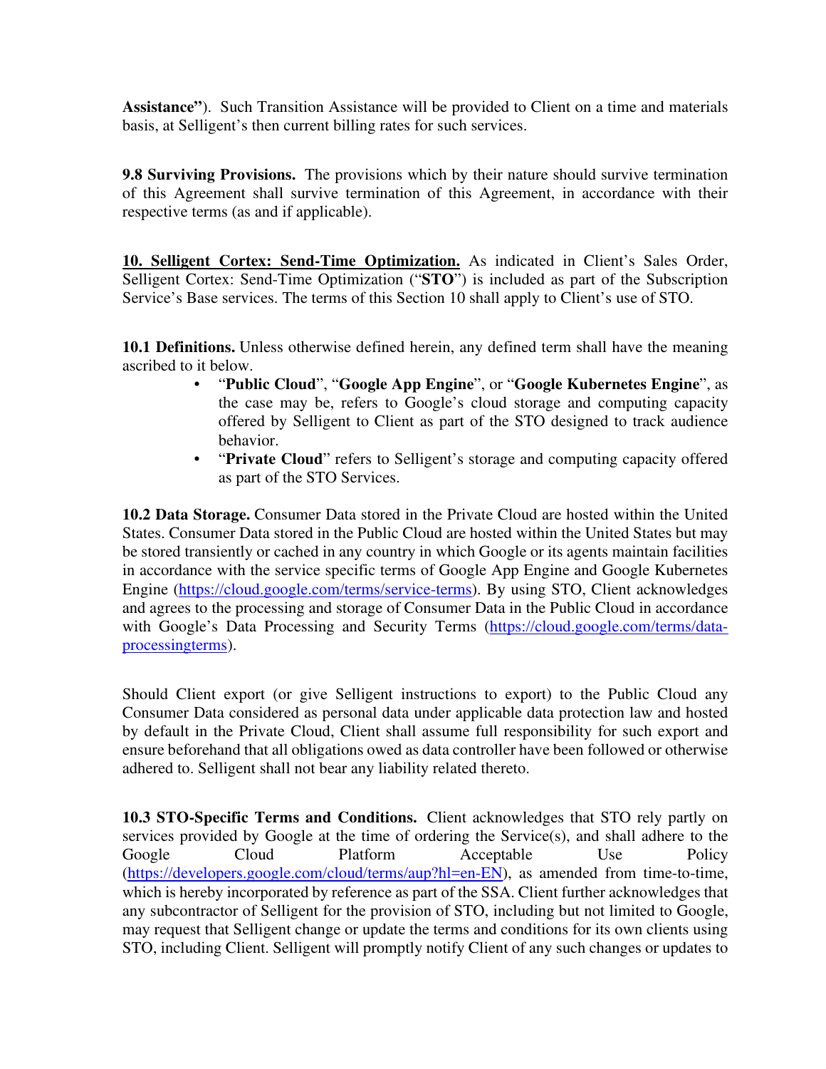**Assistance”**). Such Transition Assistance will be provided to Client on a time and materials basis, at Selligent’s then current billing rates for such services.

**9.8 Surviving Provisions.** The provisions which by their nature should survive termination of this Agreement shall survive termination of this Agreement, in accordance with their respective terms (as and if applicable).

**10. Selligent Cortex: Send-Time Optimization.** As indicated in Client’s Sales Order, Selligent Cortex: Send-Time Optimization (“**STO**”) is included as part of the Subscription Service’s Base services. The terms of this Section 10 shall apply to Client’s use of STO.

**10.1 Definitions.** Unless otherwise defined herein, any defined term shall have the meaning ascribed to it below.

- “**Public Cloud**”, “**Google App Engine**”, or “**Google Kubernetes Engine**”, as the case may be, refers to Google’s cloud storage and computing capacity offered by Selligent to Client as part of the STO designed to track audience behavior.
- “**Private Cloud**” refers to Selligent’s storage and computing capacity offered as part of the STO Services.

**10.2 Data Storage.** Consumer Data stored in the Private Cloud are hosted within the United States. Consumer Data stored in the Public Cloud are hosted within the United States but may be stored transiently or cached in any country in which Google or its agents maintain facilities in accordance with the service specific terms of Google App Engine and Google Kubernetes Engine (https://cloud.google.com/terms/service-terms). By using STO, Client acknowledges and agrees to the processing and storage of Consumer Data in the Public Cloud in accordance with Google’s Data Processing and Security Terms (https://cloud.google.com/terms/data-processingterms).

Should Client export (or give Selligent instructions to export) to the Public Cloud any Consumer Data considered as personal data under applicable data protection law and hosted by default in the Private Cloud, Client shall assume full responsibility for such export and ensure beforehand that all obligations owed as data controller have been followed or otherwise adhered to. Selligent shall not bear any liability related thereto.

**10.3 STO-Specific Terms and Conditions.** Client acknowledges that STO rely partly on services provided by Google at the time of ordering the Service(s), and shall adhere to the Google Cloud Platform Acceptable Use Policy (https://developers.google.com/cloud/terms/aup?hl=en-EN), as amended from time-to-time, which is hereby incorporated by reference as part of the SSA. Client further acknowledges that any subcontractor of Selligent for the provision of STO, including but not limited to Google, may request that Selligent change or update the terms and conditions for its own clients using STO, including Client. Selligent will promptly notify Client of any such changes or updates to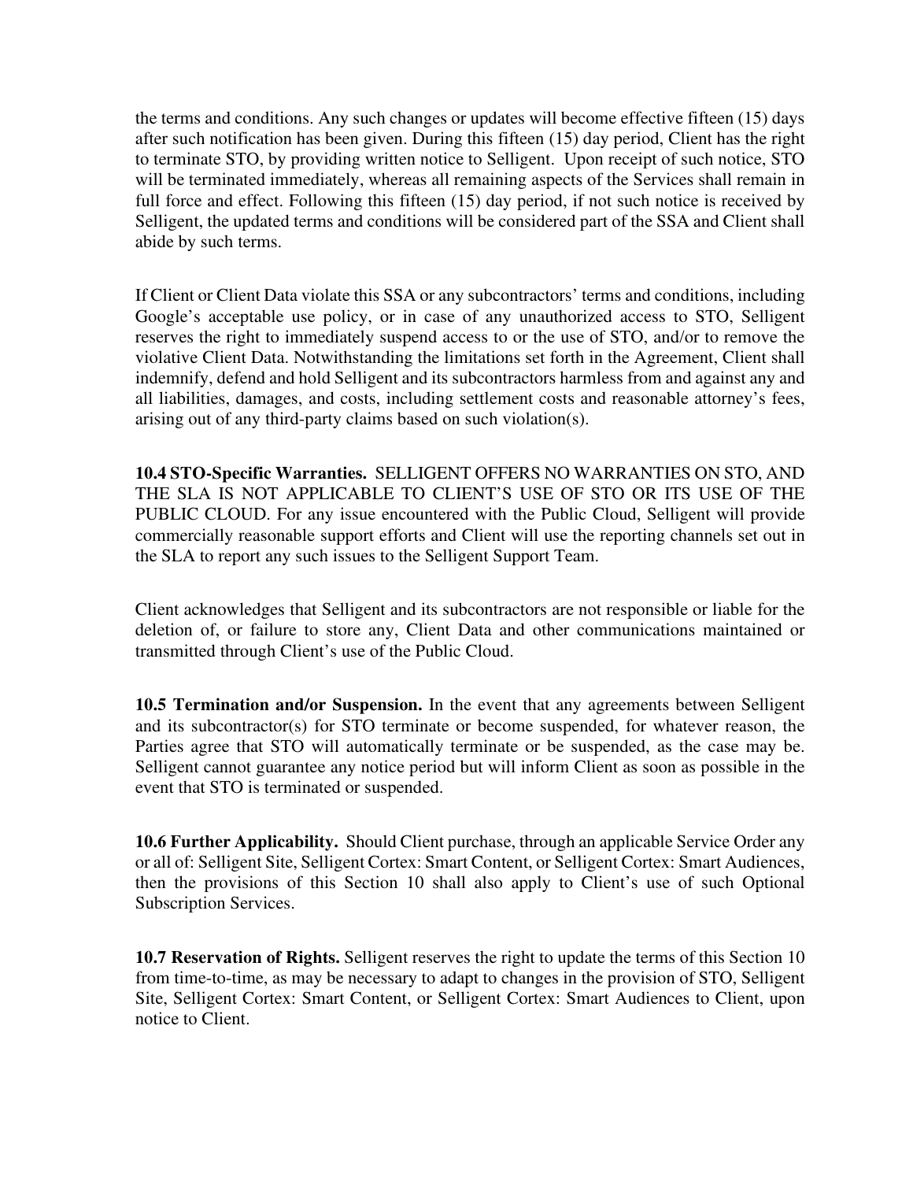the terms and conditions. Any such changes or updates will become effective fifteen (15) days after such notification has been given. During this fifteen (15) day period, Client has the right to terminate STO, by providing written notice to Selligent. Upon receipt of such notice, STO will be terminated immediately, whereas all remaining aspects of the Services shall remain in full force and effect. Following this fifteen (15) day period, if not such notice is received by Selligent, the updated terms and conditions will be considered part of the SSA and Client shall abide by such terms.

If Client or Client Data violate this SSA or any subcontractors' terms and conditions, including Google's acceptable use policy, or in case of any unauthorized access to STO, Selligent reserves the right to immediately suspend access to or the use of STO, and/or to remove the violative Client Data. Notwithstanding the limitations set forth in the Agreement, Client shall indemnify, defend and hold Selligent and its subcontractors harmless from and against any and all liabilities, damages, and costs, including settlement costs and reasonable attorney's fees, arising out of any third-party claims based on such violation(s).

**10.4 STO-Specific Warranties.** SELLIGENT OFFERS NO WARRANTIES ON STO, AND THE SLA IS NOT APPLICABLE TO CLIENT'S USE OF STO OR ITS USE OF THE PUBLIC CLOUD. For any issue encountered with the Public Cloud, Selligent will provide commercially reasonable support efforts and Client will use the reporting channels set out in the SLA to report any such issues to the Selligent Support Team.

Client acknowledges that Selligent and its subcontractors are not responsible or liable for the deletion of, or failure to store any, Client Data and other communications maintained or transmitted through Client's use of the Public Cloud.

**10.5 Termination and/or Suspension.** In the event that any agreements between Selligent and its subcontractor(s) for STO terminate or become suspended, for whatever reason, the Parties agree that STO will automatically terminate or be suspended, as the case may be. Selligent cannot guarantee any notice period but will inform Client as soon as possible in the event that STO is terminated or suspended.

**10.6 Further Applicability.** Should Client purchase, through an applicable Service Order any or all of: Selligent Site, Selligent Cortex: Smart Content, or Selligent Cortex: Smart Audiences, then the provisions of this Section 10 shall also apply to Client's use of such Optional Subscription Services.

**10.7 Reservation of Rights.** Selligent reserves the right to update the terms of this Section 10 from time-to-time, as may be necessary to adapt to changes in the provision of STO, Selligent Site, Selligent Cortex: Smart Content, or Selligent Cortex: Smart Audiences to Client, upon notice to Client.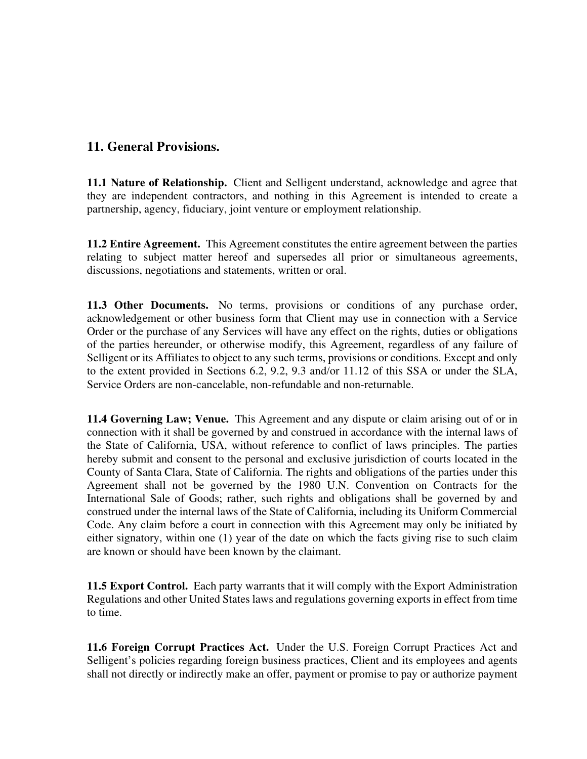## 11. General Provisions.

**11.1 Nature of Relationship.** Client and Selligent understand, acknowledge and agree that they are independent contractors, and nothing in this Agreement is intended to create a partnership, agency, fiduciary, joint venture or employment relationship.

**11.2 Entire Agreement.** This Agreement constitutes the entire agreement between the parties relating to subject matter hereof and supersedes all prior or simultaneous agreements, discussions, negotiations and statements, written or oral.

**11.3 Other Documents.** No terms, provisions or conditions of any purchase order, acknowledgement or other business form that Client may use in connection with a Service Order or the purchase of any Services will have any effect on the rights, duties or obligations of the parties hereunder, or otherwise modify, this Agreement, regardless of any failure of Selligent or its Affiliates to object to any such terms, provisions or conditions. Except and only to the extent provided in Sections 6.2, 9.2, 9.3 and/or 11.12 of this SSA or under the SLA, Service Orders are non-cancelable, non-refundable and non-returnable.

**11.4 Governing Law; Venue.** This Agreement and any dispute or claim arising out of or in connection with it shall be governed by and construed in accordance with the internal laws of the State of California, USA, without reference to conflict of laws principles. The parties hereby submit and consent to the personal and exclusive jurisdiction of courts located in the County of Santa Clara, State of California. The rights and obligations of the parties under this Agreement shall not be governed by the 1980 U.N. Convention on Contracts for the International Sale of Goods; rather, such rights and obligations shall be governed by and construed under the internal laws of the State of California, including its Uniform Commercial Code. Any claim before a court in connection with this Agreement may only be initiated by either signatory, within one (1) year of the date on which the facts giving rise to such claim are known or should have been known by the claimant.

**11.5 Export Control.** Each party warrants that it will comply with the Export Administration Regulations and other United States laws and regulations governing exports in effect from time to time.

**11.6 Foreign Corrupt Practices Act.** Under the U.S. Foreign Corrupt Practices Act and Selligent's policies regarding foreign business practices, Client and its employees and agents shall not directly or indirectly make an offer, payment or promise to pay or authorize payment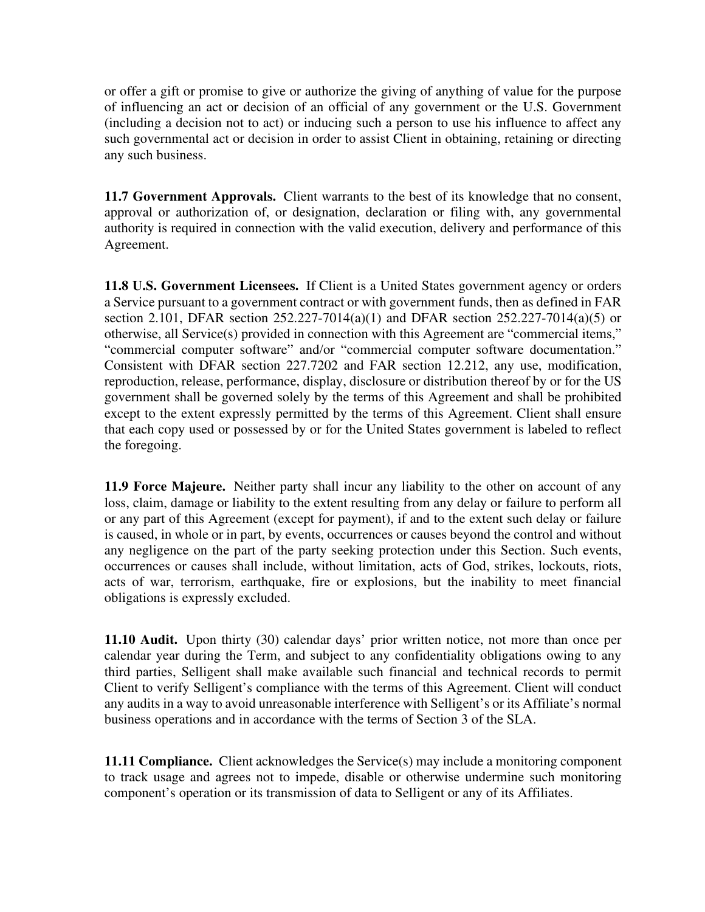or offer a gift or promise to give or authorize the giving of anything of value for the purpose of influencing an act or decision of an official of any government or the U.S. Government (including a decision not to act) or inducing such a person to use his influence to affect any such governmental act or decision in order to assist Client in obtaining, retaining or directing any such business.

**11.7 Government Approvals.** Client warrants to the best of its knowledge that no consent, approval or authorization of, or designation, declaration or filing with, any governmental authority is required in connection with the valid execution, delivery and performance of this Agreement.

**11.8 U.S. Government Licensees.** If Client is a United States government agency or orders a Service pursuant to a government contract or with government funds, then as defined in FAR section 2.101, DFAR section 252.227-7014(a)(1) and DFAR section 252.227-7014(a)(5) or otherwise, all Service(s) provided in connection with this Agreement are "commercial items," "commercial computer software" and/or "commercial computer software documentation." Consistent with DFAR section 227.7202 and FAR section 12.212, any use, modification, reproduction, release, performance, display, disclosure or distribution thereof by or for the US government shall be governed solely by the terms of this Agreement and shall be prohibited except to the extent expressly permitted by the terms of this Agreement. Client shall ensure that each copy used or possessed by or for the United States government is labeled to reflect the foregoing.

**11.9 Force Majeure.** Neither party shall incur any liability to the other on account of any loss, claim, damage or liability to the extent resulting from any delay or failure to perform all or any part of this Agreement (except for payment), if and to the extent such delay or failure is caused, in whole or in part, by events, occurrences or causes beyond the control and without any negligence on the part of the party seeking protection under this Section. Such events, occurrences or causes shall include, without limitation, acts of God, strikes, lockouts, riots, acts of war, terrorism, earthquake, fire or explosions, but the inability to meet financial obligations is expressly excluded.

**11.10 Audit.** Upon thirty (30) calendar days' prior written notice, not more than once per calendar year during the Term, and subject to any confidentiality obligations owing to any third parties, Selligent shall make available such financial and technical records to permit Client to verify Selligent's compliance with the terms of this Agreement. Client will conduct any audits in a way to avoid unreasonable interference with Selligent's or its Affiliate's normal business operations and in accordance with the terms of Section 3 of the SLA.

**11.11 Compliance.** Client acknowledges the Service(s) may include a monitoring component to track usage and agrees not to impede, disable or otherwise undermine such monitoring component's operation or its transmission of data to Selligent or any of its Affiliates.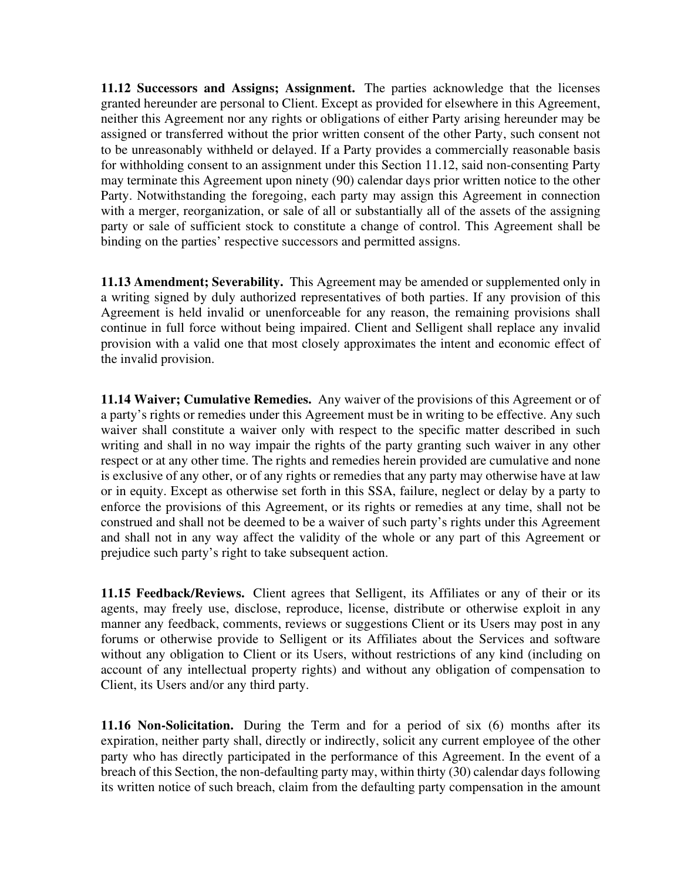**11.12 Successors and Assigns; Assignment.** The parties acknowledge that the licenses granted hereunder are personal to Client. Except as provided for elsewhere in this Agreement, neither this Agreement nor any rights or obligations of either Party arising hereunder may be assigned or transferred without the prior written consent of the other Party, such consent not to be unreasonably withheld or delayed. If a Party provides a commercially reasonable basis for withholding consent to an assignment under this Section 11.12, said non-consenting Party may terminate this Agreement upon ninety (90) calendar days prior written notice to the other Party. Notwithstanding the foregoing, each party may assign this Agreement in connection with a merger, reorganization, or sale of all or substantially all of the assets of the assigning party or sale of sufficient stock to constitute a change of control. This Agreement shall be binding on the parties' respective successors and permitted assigns.

**11.13 Amendment; Severability.** This Agreement may be amended or supplemented only in a writing signed by duly authorized representatives of both parties. If any provision of this Agreement is held invalid or unenforceable for any reason, the remaining provisions shall continue in full force without being impaired. Client and Selligent shall replace any invalid provision with a valid one that most closely approximates the intent and economic effect of the invalid provision.

**11.14 Waiver; Cumulative Remedies.** Any waiver of the provisions of this Agreement or of a party's rights or remedies under this Agreement must be in writing to be effective. Any such waiver shall constitute a waiver only with respect to the specific matter described in such writing and shall in no way impair the rights of the party granting such waiver in any other respect or at any other time. The rights and remedies herein provided are cumulative and none is exclusive of any other, or of any rights or remedies that any party may otherwise have at law or in equity. Except as otherwise set forth in this SSA, failure, neglect or delay by a party to enforce the provisions of this Agreement, or its rights or remedies at any time, shall not be construed and shall not be deemed to be a waiver of such party's rights under this Agreement and shall not in any way affect the validity of the whole or any part of this Agreement or prejudice such party's right to take subsequent action.

**11.15 Feedback/Reviews.** Client agrees that Selligent, its Affiliates or any of their or its agents, may freely use, disclose, reproduce, license, distribute or otherwise exploit in any manner any feedback, comments, reviews or suggestions Client or its Users may post in any forums or otherwise provide to Selligent or its Affiliates about the Services and software without any obligation to Client or its Users, without restrictions of any kind (including on account of any intellectual property rights) and without any obligation of compensation to Client, its Users and/or any third party.

**11.16 Non-Solicitation.** During the Term and for a period of six (6) months after its expiration, neither party shall, directly or indirectly, solicit any current employee of the other party who has directly participated in the performance of this Agreement. In the event of a breach of this Section, the non-defaulting party may, within thirty (30) calendar days following its written notice of such breach, claim from the defaulting party compensation in the amount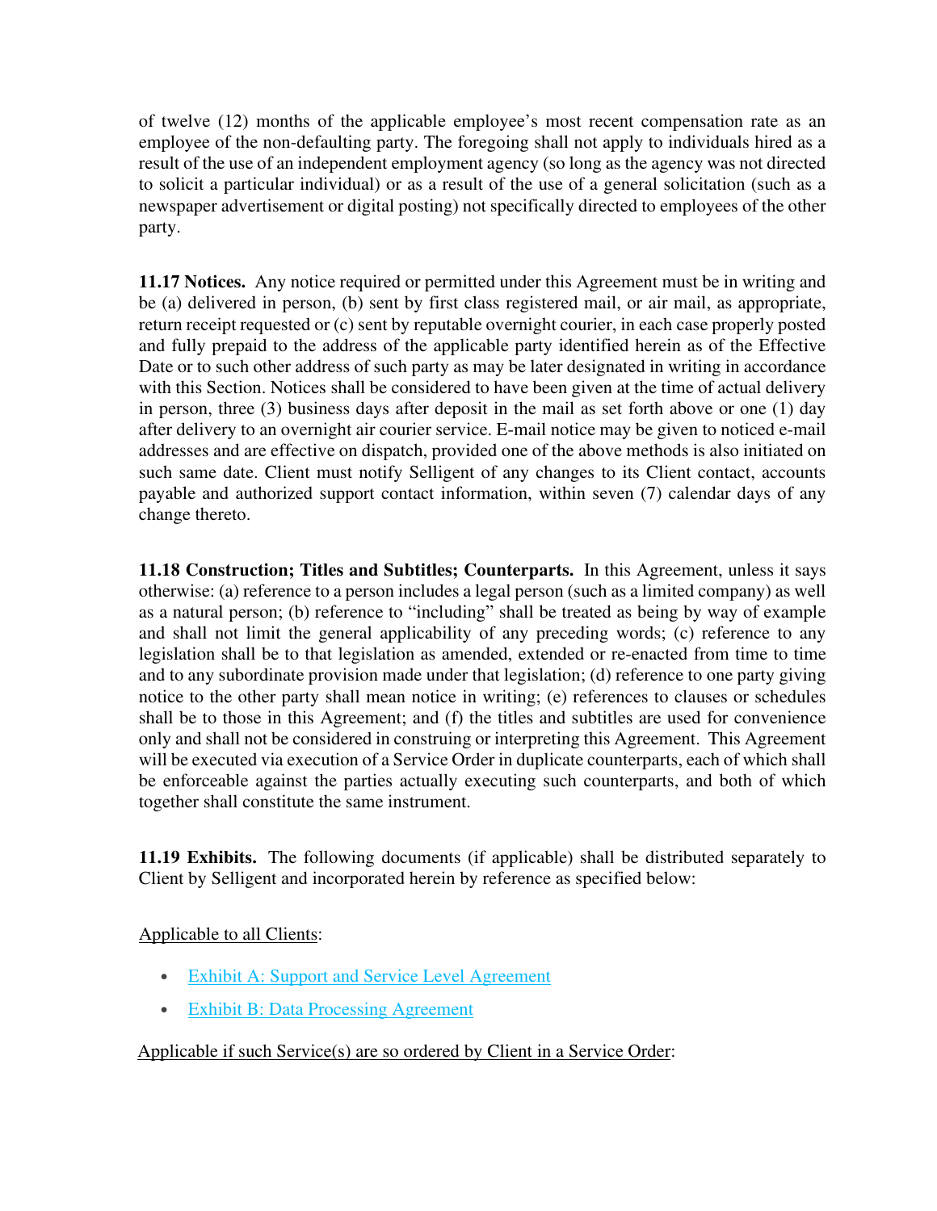of twelve (12) months of the applicable employee's most recent compensation rate as an employee of the non-defaulting party. The foregoing shall not apply to individuals hired as a result of the use of an independent employment agency (so long as the agency was not directed to solicit a particular individual) or as a result of the use of a general solicitation (such as a newspaper advertisement or digital posting) not specifically directed to employees of the other party.

**11.17 Notices.** Any notice required or permitted under this Agreement must be in writing and be (a) delivered in person, (b) sent by first class registered mail, or air mail, as appropriate, return receipt requested or (c) sent by reputable overnight courier, in each case properly posted and fully prepaid to the address of the applicable party identified herein as of the Effective Date or to such other address of such party as may be later designated in writing in accordance with this Section. Notices shall be considered to have been given at the time of actual delivery in person, three (3) business days after deposit in the mail as set forth above or one (1) day after delivery to an overnight air courier service. E-mail notice may be given to noticed e-mail addresses and are effective on dispatch, provided one of the above methods is also initiated on such same date. Client must notify Selligent of any changes to its Client contact, accounts payable and authorized support contact information, within seven (7) calendar days of any change thereto.

**11.18 Construction; Titles and Subtitles; Counterparts.** In this Agreement, unless it says otherwise: (a) reference to a person includes a legal person (such as a limited company) as well as a natural person; (b) reference to "including" shall be treated as being by way of example and shall not limit the general applicability of any preceding words; (c) reference to any legislation shall be to that legislation as amended, extended or re-enacted from time to time and to any subordinate provision made under that legislation; (d) reference to one party giving notice to the other party shall mean notice in writing; (e) references to clauses or schedules shall be to those in this Agreement; and (f) the titles and subtitles are used for convenience only and shall not be considered in construing or interpreting this Agreement. This Agreement will be executed via execution of a Service Order in duplicate counterparts, each of which shall be enforceable against the parties actually executing such counterparts, and both of which together shall constitute the same instrument.

**11.19 Exhibits.** The following documents (if applicable) shall be distributed separately to Client by Selligent and incorporated herein by reference as specified below:

Applicable to all Clients:

- Exhibit A: Support and Service Level Agreement
- Exhibit B: Data Processing Agreement

Applicable if such Service(s) are so ordered by Client in a Service Order: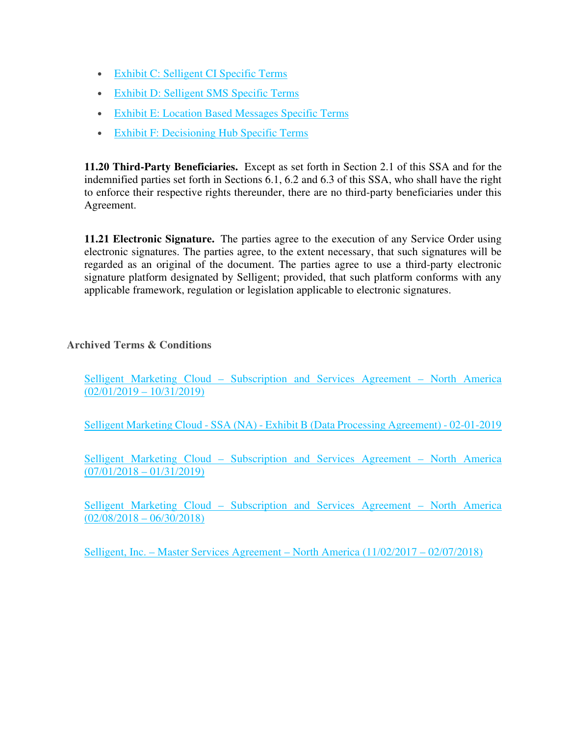- Exhibit C: Selligent CI Specific Terms
- Exhibit D: Selligent SMS Specific Terms
- Exhibit E: Location Based Messages Specific Terms
- Exhibit F: Decisioning Hub Specific Terms

**11.20 Third-Party Beneficiaries.** Except as set forth in Section 2.1 of this SSA and for the indemnified parties set forth in Sections 6.1, 6.2 and 6.3 of this SSA, who shall have the right to enforce their respective rights thereunder, there are no third-party beneficiaries under this Agreement.

**11.21 Electronic Signature.** The parties agree to the execution of any Service Order using electronic signatures. The parties agree, to the extent necessary, that such signatures will be regarded as an original of the document. The parties agree to use a third-party electronic signature platform designated by Selligent; provided, that such platform conforms with any applicable framework, regulation or legislation applicable to electronic signatures.

### Archived Terms & Conditions

Selligent Marketing Cloud – Subscription and Services Agreement – North America (02/01/2019 – 10/31/2019)

Selligent Marketing Cloud - SSA (NA) - Exhibit B (Data Processing Agreement) - 02-01-2019

Selligent Marketing Cloud – Subscription and Services Agreement – North America (07/01/2018 – 01/31/2019)

Selligent Marketing Cloud – Subscription and Services Agreement – North America (02/08/2018 – 06/30/2018)

Selligent, Inc. – Master Services Agreement – North America (11/02/2017 – 02/07/2018)